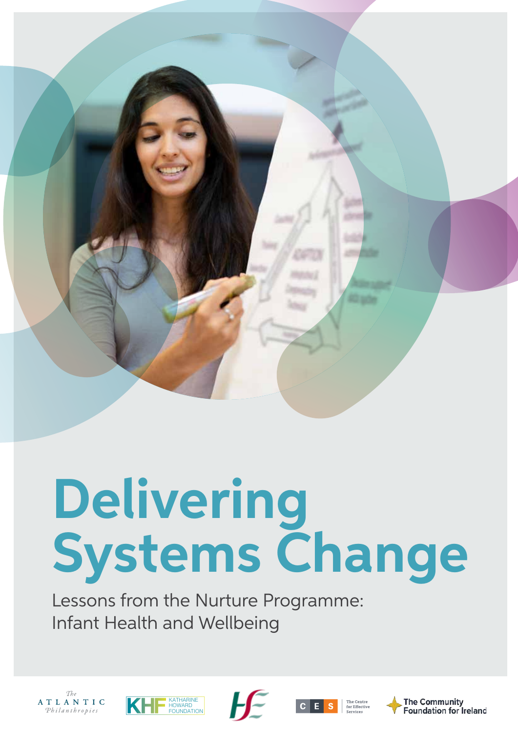# Delivering Systems Change

Lessons from the Nurture Programme: Infant Health and Wellbeing

The Atlantic Philanthropies | KHF Katharine Howard Foundation | HSE | CES The Centre for Effective Services | The Community Foundation for Ireland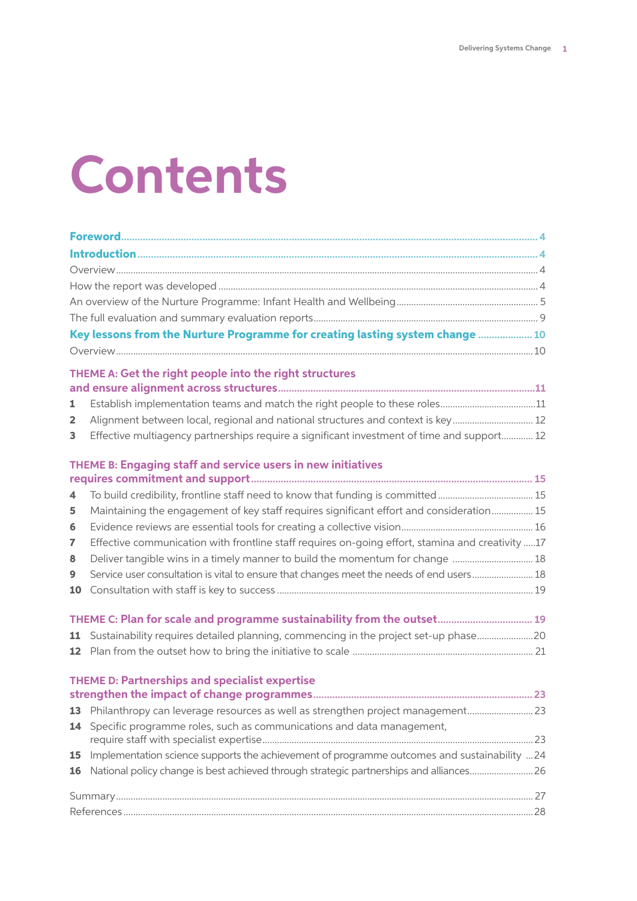# Contents

**Foreword** ... 4

**Introduction** ... 4

Overview ... 4

How the report was developed ... 4

An overview of the Nurture Programme: Infant Health and Wellbeing ... 5

The full evaluation and summary evaluation reports ... 9

**Key lessons from the Nurture Programme for creating lasting system change** ... 10

Overview ... 10

**THEME A: Get the right people into the right structures and ensure alignment across structures** ... 11

**1** Establish implementation teams and match the right people to these roles ... 11

**2** Alignment between local, regional and national structures and context is key ... 12

**3** Effective multiagency partnerships require a significant investment of time and support ... 12

**THEME B: Engaging staff and service users in new initiatives requires commitment and support** ... 15

**4** To build credibility, frontline staff need to know that funding is committed ... 15

**5** Maintaining the engagement of key staff requires significant effort and consideration ... 15

**6** Evidence reviews are essential tools for creating a collective vision ... 16

**7** Effective communication with frontline staff requires on-going effort, stamina and creativity ... 17

**8** Deliver tangible wins in a timely manner to build the momentum for change ... 18

**9** Service user consultation is vital to ensure that changes meet the needs of end users ... 18

**10** Consultation with staff is key to success ... 19

**THEME C: Plan for scale and programme sustainability from the outset** ... 19

**11** Sustainability requires detailed planning, commencing in the project set-up phase ... 20

**12** Plan from the outset how to bring the initiative to scale ... 21

**THEME D: Partnerships and specialist expertise strengthen the impact of change programmes** ... 23

**13** Philanthropy can leverage resources as well as strengthen project management ... 23

**14** Specific programme roles, such as communications and data management, require staff with specialist expertise ... 23

**15** Implementation science supports the achievement of programme outcomes and sustainability ... 24

**16** National policy change is best achieved through strategic partnerships and alliances ... 26

Summary ... 27

References ... 28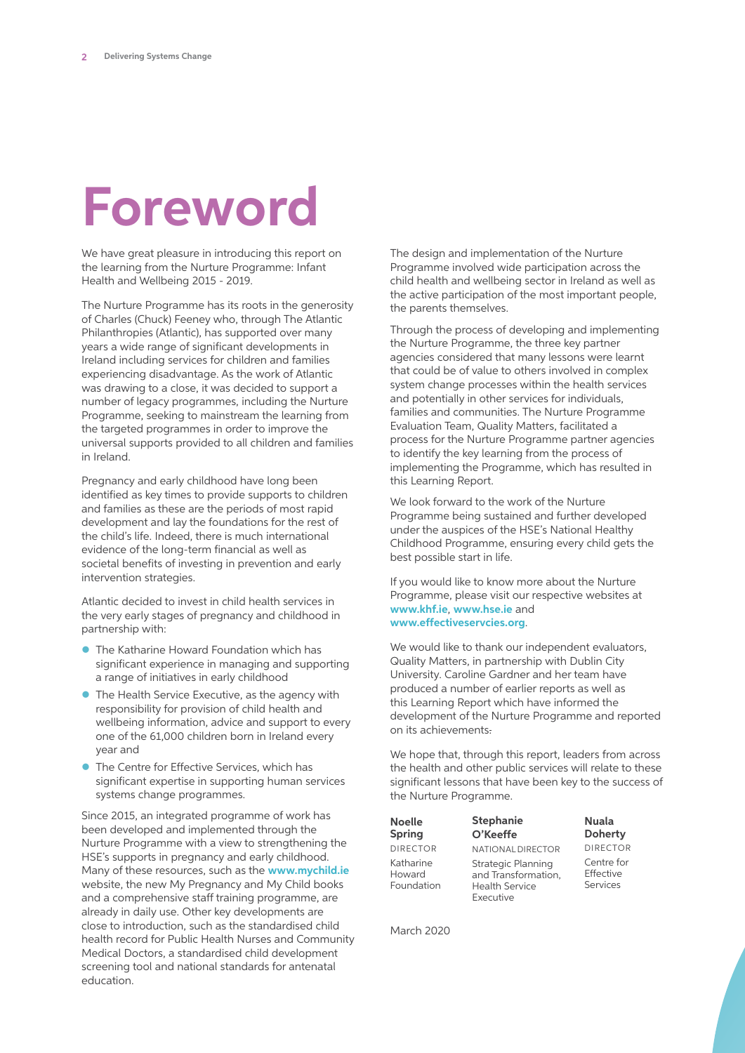# Foreword

We have great pleasure in introducing this report on the learning from the Nurture Programme: Infant Health and Wellbeing 2015 - 2019.

The Nurture Programme has its roots in the generosity of Charles (Chuck) Feeney who, through The Atlantic Philanthropies (Atlantic), has supported over many years a wide range of significant developments in Ireland including services for children and families experiencing disadvantage. As the work of Atlantic was drawing to a close, it was decided to support a number of legacy programmes, including the Nurture Programme, seeking to mainstream the learning from the targeted programmes in order to improve the universal supports provided to all children and families in Ireland.

Pregnancy and early childhood have long been identified as key times to provide supports to children and families as these are the periods of most rapid development and lay the foundations for the rest of the child's life. Indeed, there is much international evidence of the long-term financial as well as societal benefits of investing in prevention and early intervention strategies.

Atlantic decided to invest in child health services in the very early stages of pregnancy and childhood in partnership with:

- The Katharine Howard Foundation which has significant experience in managing and supporting a range of initiatives in early childhood
- The Health Service Executive, as the agency with responsibility for provision of child health and wellbeing information, advice and support to every one of the 61,000 children born in Ireland every year and
- The Centre for Effective Services, which has significant expertise in supporting human services systems change programmes.

Since 2015, an integrated programme of work has been developed and implemented through the Nurture Programme with a view to strengthening the HSE's supports in pregnancy and early childhood. Many of these resources, such as the **www.mychild.ie** website, the new My Pregnancy and My Child books and a comprehensive staff training programme, are already in daily use. Other key developments are close to introduction, such as the standardised child health record for Public Health Nurses and Community Medical Doctors, a standardised child development screening tool and national standards for antenatal education.

The design and implementation of the Nurture Programme involved wide participation across the child health and wellbeing sector in Ireland as well as the active participation of the most important people, the parents themselves.

Through the process of developing and implementing the Nurture Programme, the three key partner agencies considered that many lessons were learnt that could be of value to others involved in complex system change processes within the health services and potentially in other services for individuals, families and communities. The Nurture Programme Evaluation Team, Quality Matters, facilitated a process for the Nurture Programme partner agencies to identify the key learning from the process of implementing the Programme, which has resulted in this Learning Report.

We look forward to the work of the Nurture Programme being sustained and further developed under the auspices of the HSE's National Healthy Childhood Programme, ensuring every child gets the best possible start in life.

If you would like to know more about the Nurture Programme, please visit our respective websites at **www.khf.ie**, **www.hse.ie** and **www.effectiveservcies.org**.

We would like to thank our independent evaluators, Quality Matters, in partnership with Dublin City University. Caroline Gardner and her team have produced a number of earlier reports as well as this Learning Report which have informed the development of the Nurture Programme and reported on its achievements.

We hope that, through this report, leaders from across the health and other public services will relate to these significant lessons that have been key to the success of the Nurture Programme.

**Noelle Spring**
DIRECTOR
Katharine Howard Foundation

**Stephanie O'Keeffe**
NATIONAL DIRECTOR
Strategic Planning and Transformation, Health Service Executive

**Nuala Doherty**
DIRECTOR
Centre for Effective Services

March 2020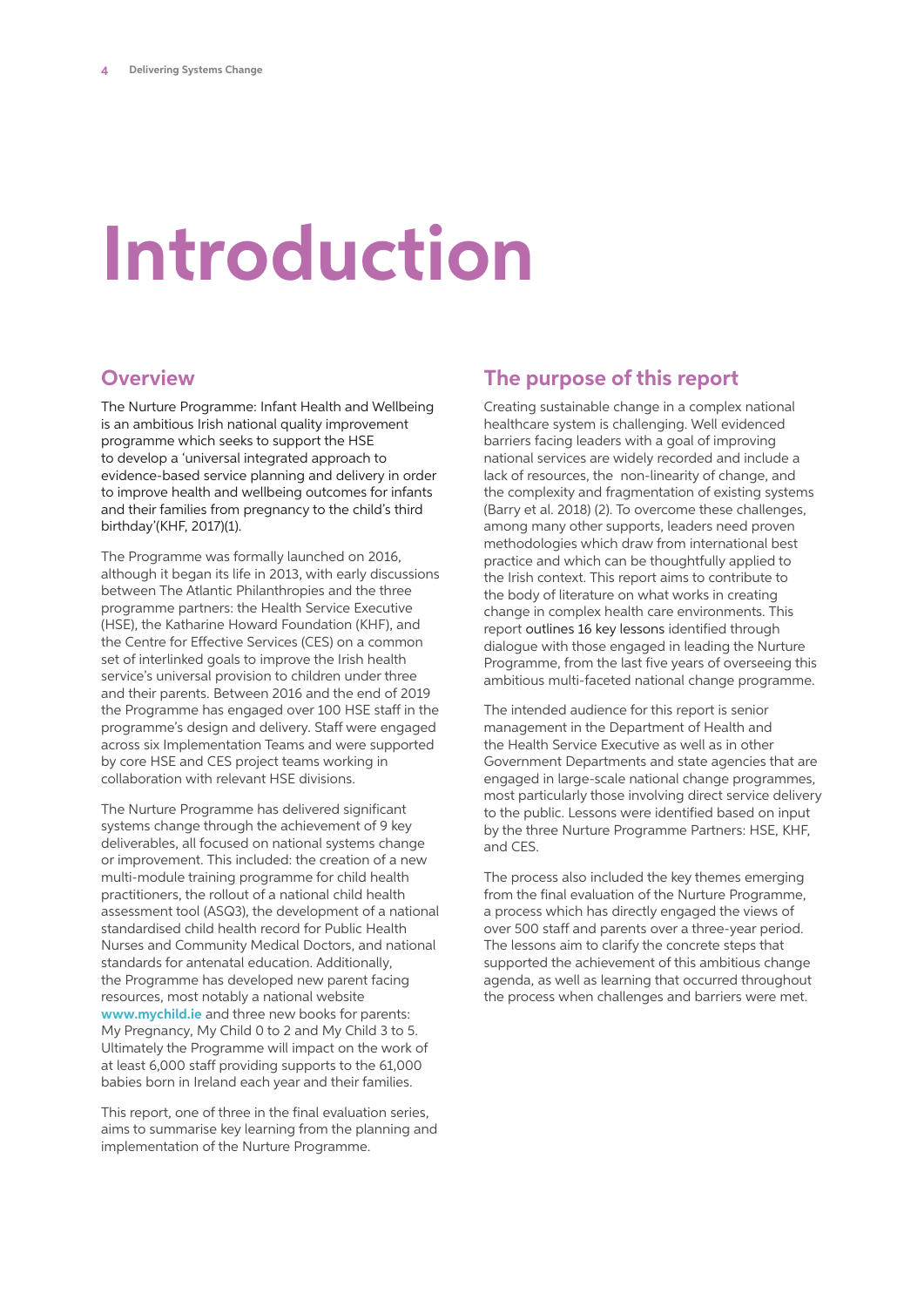# Introduction

## Overview

The Nurture Programme: Infant Health and Wellbeing is an ambitious Irish national quality improvement programme which seeks to support the HSE to develop a 'universal integrated approach to evidence-based service planning and delivery in order to improve health and wellbeing outcomes for infants and their families from pregnancy to the child's third birthday'(KHF, 2017)(1).

The Programme was formally launched on 2016, although it began its life in 2013, with early discussions between The Atlantic Philanthropies and the three programme partners: the Health Service Executive (HSE), the Katharine Howard Foundation (KHF), and the Centre for Effective Services (CES) on a common set of interlinked goals to improve the Irish health service's universal provision to children under three and their parents. Between 2016 and the end of 2019 the Programme has engaged over 100 HSE staff in the programme's design and delivery. Staff were engaged across six Implementation Teams and were supported by core HSE and CES project teams working in collaboration with relevant HSE divisions.

The Nurture Programme has delivered significant systems change through the achievement of 9 key deliverables, all focused on national systems change or improvement. This included: the creation of a new multi-module training programme for child health practitioners, the rollout of a national child health assessment tool (ASQ3), the development of a national standardised child health record for Public Health Nurses and Community Medical Doctors, and national standards for antenatal education. Additionally, the Programme has developed new parent facing resources, most notably a national website **www.mychild.ie** and three new books for parents: My Pregnancy, My Child 0 to 2 and My Child 3 to 5. Ultimately the Programme will impact on the work of at least 6,000 staff providing supports to the 61,000 babies born in Ireland each year and their families.

This report, one of three in the final evaluation series, aims to summarise key learning from the planning and implementation of the Nurture Programme.

## The purpose of this report

Creating sustainable change in a complex national healthcare system is challenging. Well evidenced barriers facing leaders with a goal of improving national services are widely recorded and include a lack of resources, the non-linearity of change, and the complexity and fragmentation of existing systems (Barry et al. 2018) (2). To overcome these challenges, among many other supports, leaders need proven methodologies which draw from international best practice and which can be thoughtfully applied to the Irish context. This report aims to contribute to the body of literature on what works in creating change in complex health care environments. This report outlines 16 key lessons identified through dialogue with those engaged in leading the Nurture Programme, from the last five years of overseeing this ambitious multi-faceted national change programme.

The intended audience for this report is senior management in the Department of Health and the Health Service Executive as well as in other Government Departments and state agencies that are engaged in large-scale national change programmes, most particularly those involving direct service delivery to the public. Lessons were identified based on input by the three Nurture Programme Partners: HSE, KHF, and CES.

The process also included the key themes emerging from the final evaluation of the Nurture Programme, a process which has directly engaged the views of over 500 staff and parents over a three-year period. The lessons aim to clarify the concrete steps that supported the achievement of this ambitious change agenda, as well as learning that occurred throughout the process when challenges and barriers were met.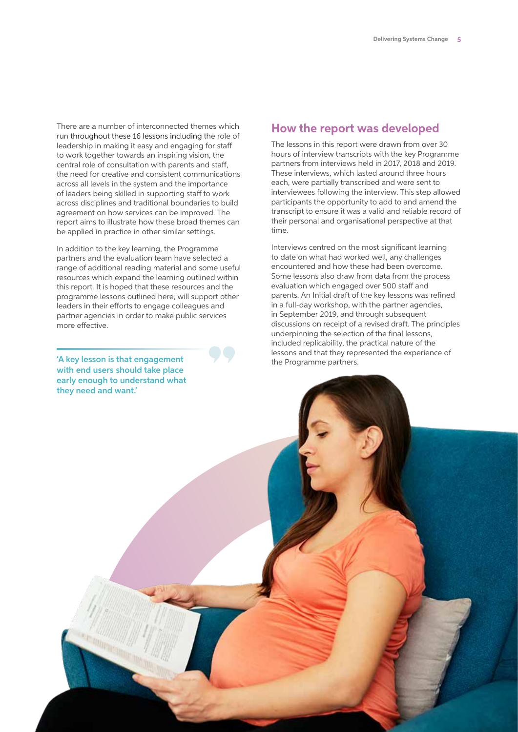There are a number of interconnected themes which run throughout these 16 lessons including the role of leadership in making it easy and engaging for staff to work together towards an inspiring vision, the central role of consultation with parents and staff, the need for creative and consistent communications across all levels in the system and the importance of leaders being skilled in supporting staff to work across disciplines and traditional boundaries to build agreement on how services can be improved. The report aims to illustrate how these broad themes can be applied in practice in other similar settings.

In addition to the key learning, the Programme partners and the evaluation team have selected a range of additional reading material and some useful resources which expand the learning outlined within this report. It is hoped that these resources and the programme lessons outlined here, will support other leaders in their efforts to engage colleagues and partner agencies in order to make public services more effective.

> **'A key lesson is that engagement with end users should take place early enough to understand what they need and want.'**

## How the report was developed

The lessons in this report were drawn from over 30 hours of interview transcripts with the key Programme partners from interviews held in 2017, 2018 and 2019. These interviews, which lasted around three hours each, were partially transcribed and were sent to interviewees following the interview. This step allowed participants the opportunity to add to and amend the transcript to ensure it was a valid and reliable record of their personal and organisational perspective at that time.

Interviews centred on the most significant learning to date on what had worked well, any challenges encountered and how these had been overcome. Some lessons also draw from data from the process evaluation which engaged over 500 staff and parents. An Initial draft of the key lessons was refined in a full-day workshop, with the partner agencies, in September 2019, and through subsequent discussions on receipt of a revised draft. The principles underpinning the selection of the final lessons, included replicability, the practical nature of the lessons and that they represented the experience of the Programme partners.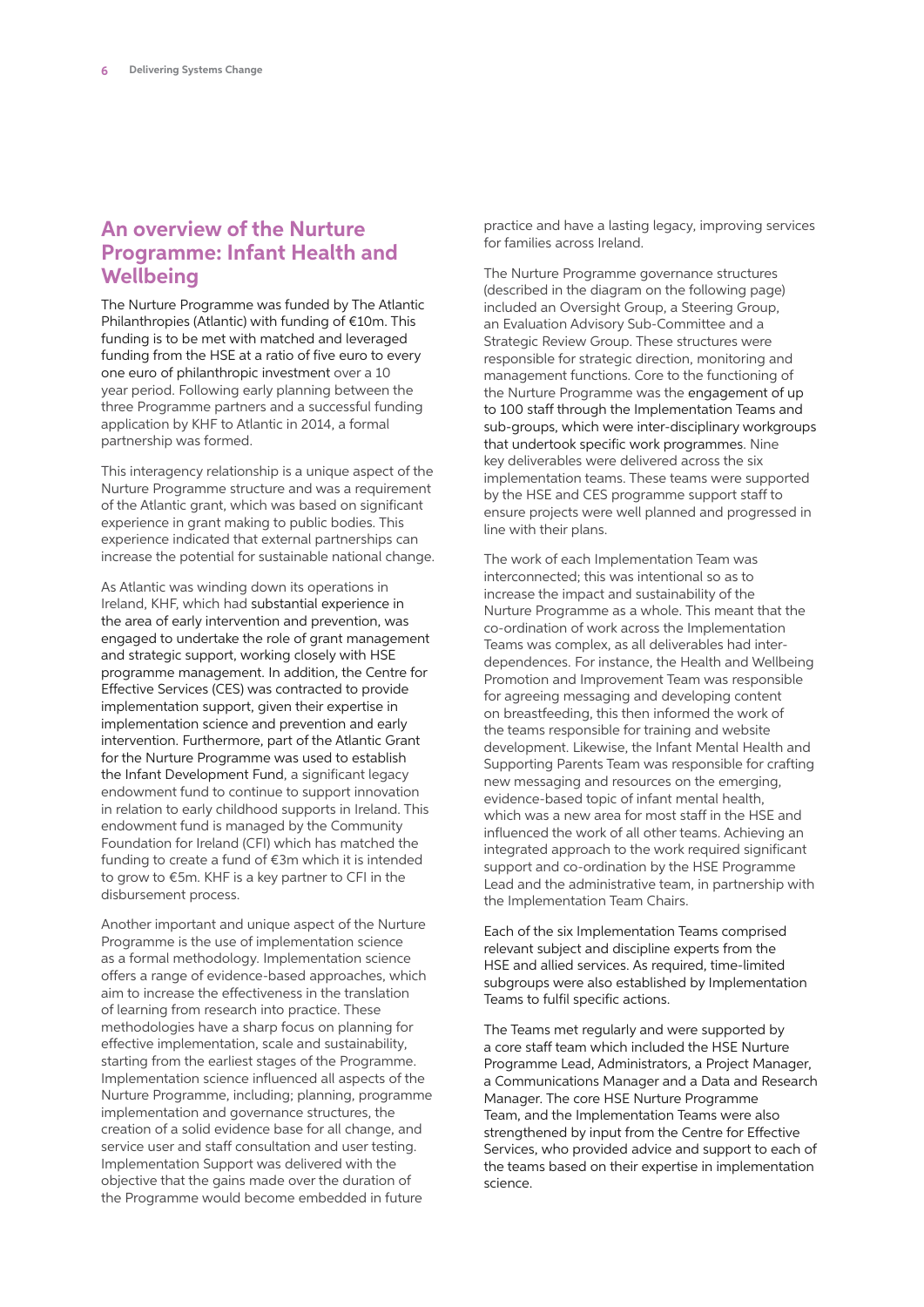## An overview of the Nurture Programme: Infant Health and Wellbeing

The Nurture Programme was funded by The Atlantic Philanthropies (Atlantic) with funding of €10m. This funding is to be met with matched and leveraged funding from the HSE at a ratio of five euro to every one euro of philanthropic investment over a 10 year period. Following early planning between the three Programme partners and a successful funding application by KHF to Atlantic in 2014, a formal partnership was formed.

This interagency relationship is a unique aspect of the Nurture Programme structure and was a requirement of the Atlantic grant, which was based on significant experience in grant making to public bodies. This experience indicated that external partnerships can increase the potential for sustainable national change.

As Atlantic was winding down its operations in Ireland, KHF, which had substantial experience in the area of early intervention and prevention, was engaged to undertake the role of grant management and strategic support, working closely with HSE programme management. In addition, the Centre for Effective Services (CES) was contracted to provide implementation support, given their expertise in implementation science and prevention and early intervention. Furthermore, part of the Atlantic Grant for the Nurture Programme was used to establish the Infant Development Fund, a significant legacy endowment fund to continue to support innovation in relation to early childhood supports in Ireland. This endowment fund is managed by the Community Foundation for Ireland (CFI) which has matched the funding to create a fund of €3m which it is intended to grow to €5m. KHF is a key partner to CFI in the disbursement process.

Another important and unique aspect of the Nurture Programme is the use of implementation science as a formal methodology. Implementation science offers a range of evidence-based approaches, which aim to increase the effectiveness in the translation of learning from research into practice. These methodologies have a sharp focus on planning for effective implementation, scale and sustainability, starting from the earliest stages of the Programme. Implementation science influenced all aspects of the Nurture Programme, including; planning, programme implementation and governance structures, the creation of a solid evidence base for all change, and service user and staff consultation and user testing. Implementation Support was delivered with the objective that the gains made over the duration of the Programme would become embedded in future practice and have a lasting legacy, improving services for families across Ireland.

The Nurture Programme governance structures (described in the diagram on the following page) included an Oversight Group, a Steering Group, an Evaluation Advisory Sub-Committee and a Strategic Review Group. These structures were responsible for strategic direction, monitoring and management functions. Core to the functioning of the Nurture Programme was the engagement of up to 100 staff through the Implementation Teams and sub-groups, which were inter-disciplinary workgroups that undertook specific work programmes. Nine key deliverables were delivered across the six implementation teams. These teams were supported by the HSE and CES programme support staff to ensure projects were well planned and progressed in line with their plans.

The work of each Implementation Team was interconnected; this was intentional so as to increase the impact and sustainability of the Nurture Programme as a whole. This meant that the co-ordination of work across the Implementation Teams was complex, as all deliverables had inter-dependences. For instance, the Health and Wellbeing Promotion and Improvement Team was responsible for agreeing messaging and developing content on breastfeeding, this then informed the work of the teams responsible for training and website development. Likewise, the Infant Mental Health and Supporting Parents Team was responsible for crafting new messaging and resources on the emerging, evidence-based topic of infant mental health, which was a new area for most staff in the HSE and influenced the work of all other teams. Achieving an integrated approach to the work required significant support and co-ordination by the HSE Programme Lead and the administrative team, in partnership with the Implementation Team Chairs.

Each of the six Implementation Teams comprised relevant subject and discipline experts from the HSE and allied services. As required, time-limited subgroups were also established by Implementation Teams to fulfil specific actions.

The Teams met regularly and were supported by a core staff team which included the HSE Nurture Programme Lead, Administrators, a Project Manager, a Communications Manager and a Data and Research Manager. The core HSE Nurture Programme Team, and the Implementation Teams were also strengthened by input from the Centre for Effective Services, who provided advice and support to each of the teams based on their expertise in implementation science.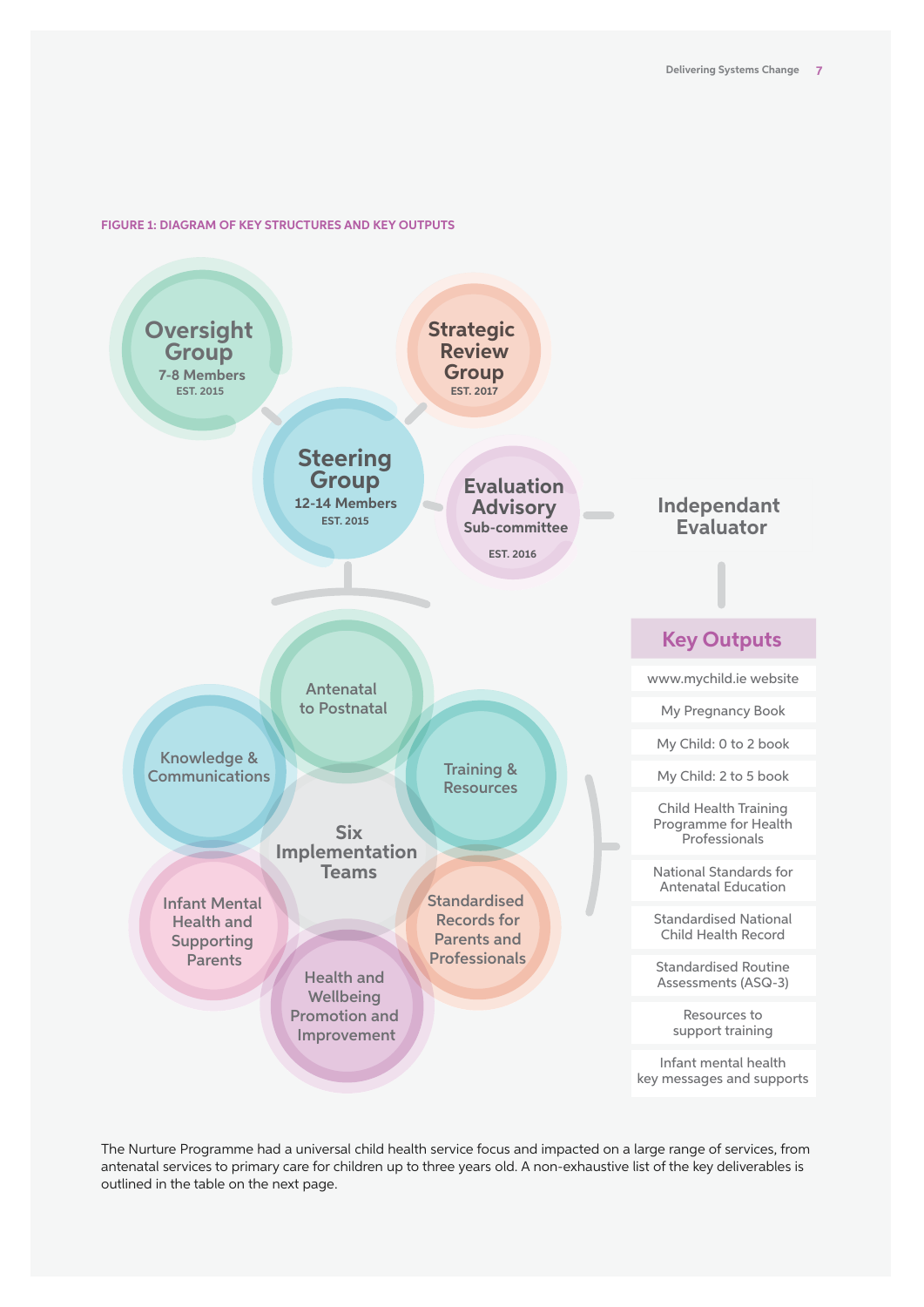FIGURE 1: DIAGRAM OF KEY STRUCTURES AND KEY OUTPUTS

**Oversight Group**
7-8 Members
EST. 2015

**Strategic Review Group**
EST. 2017

**Steering Group**
12-14 Members
EST. 2015

**Evaluation Advisory Sub-committee**
EST. 2016

**Independant Evaluator**

**Six Implementation Teams**

- Antenatal to Postnatal
- Training & Resources
- Standardised Records for Parents and Professionals
- Health and Wellbeing Promotion and Improvement
- Infant Mental Health and Supporting Parents
- Knowledge & Communications

**Key Outputs**

- www.mychild.ie website
- My Pregnancy Book
- My Child: 0 to 2 book
- My Child: 2 to 5 book
- Child Health Training Programme for Health Professionals
- National Standards for Antenatal Education
- Standardised National Child Health Record
- Standardised Routine Assessments (ASQ-3)
- Resources to support training
- Infant mental health key messages and supports

The Nurture Programme had a universal child health service focus and impacted on a large range of services, from antenatal services to primary care for children up to three years old. A non-exhaustive list of the key deliverables is outlined in the table on the next page.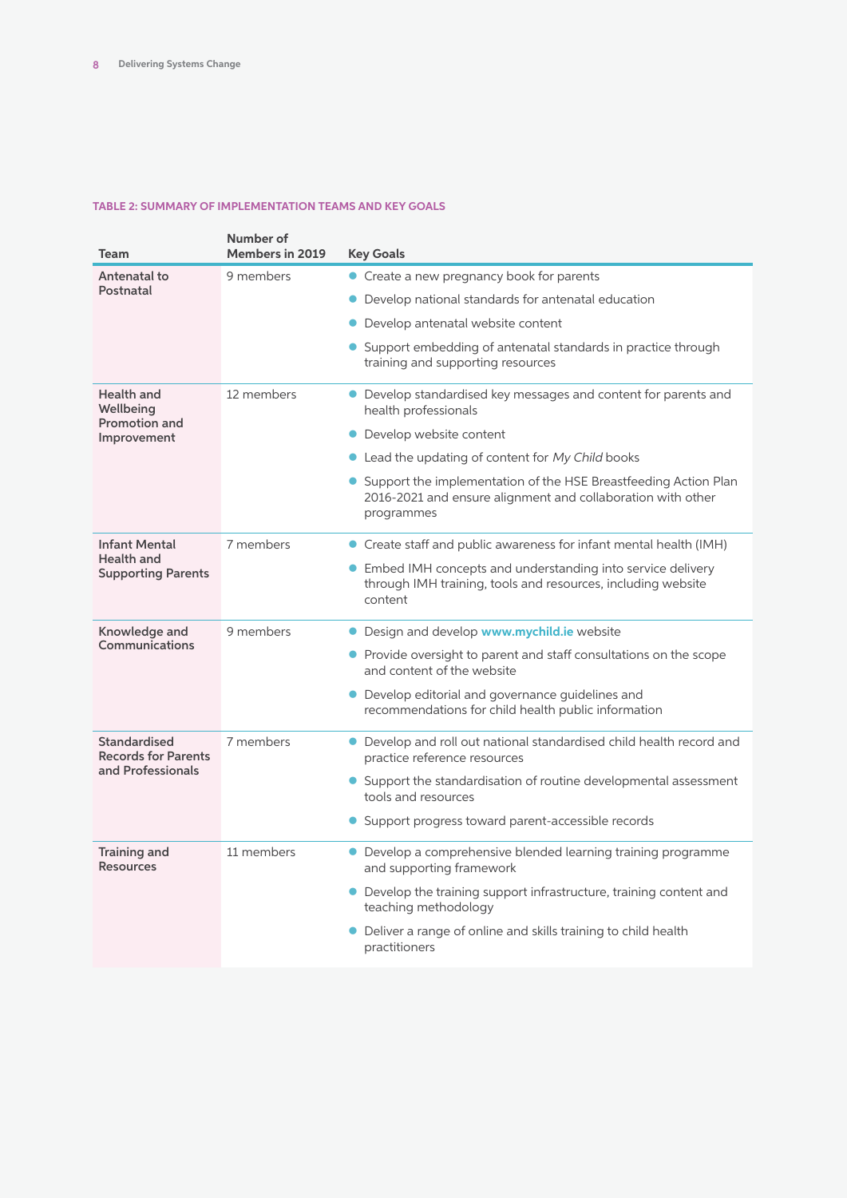**TABLE 2: SUMMARY OF IMPLEMENTATION TEAMS AND KEY GOALS**

| Team | Number of Members in 2019 | Key Goals |
|---|---|---|
| **Antenatal to Postnatal** | 9 members | • Create a new pregnancy book for parents<br>• Develop national standards for antenatal education<br>• Develop antenatal website content<br>• Support embedding of antenatal standards in practice through training and supporting resources |
| **Health and Wellbeing Promotion and Improvement** | 12 members | • Develop standardised key messages and content for parents and health professionals<br>• Develop website content<br>• Lead the updating of content for *My Child* books<br>• Support the implementation of the HSE Breastfeeding Action Plan 2016-2021 and ensure alignment and collaboration with other programmes |
| **Infant Mental Health and Supporting Parents** | 7 members | • Create staff and public awareness for infant mental health (IMH)<br>• Embed IMH concepts and understanding into service delivery through IMH training, tools and resources, including website content |
| **Knowledge and Communications** | 9 members | • Design and develop **www.mychild.ie** website<br>• Provide oversight to parent and staff consultations on the scope and content of the website<br>• Develop editorial and governance guidelines and recommendations for child health public information |
| **Standardised Records for Parents and Professionals** | 7 members | • Develop and roll out national standardised child health record and practice reference resources<br>• Support the standardisation of routine developmental assessment tools and resources<br>• Support progress toward parent-accessible records |
| **Training and Resources** | 11 members | • Develop a comprehensive blended learning training programme and supporting framework<br>• Develop the training support infrastructure, training content and teaching methodology<br>• Deliver a range of online and skills training to child health practitioners |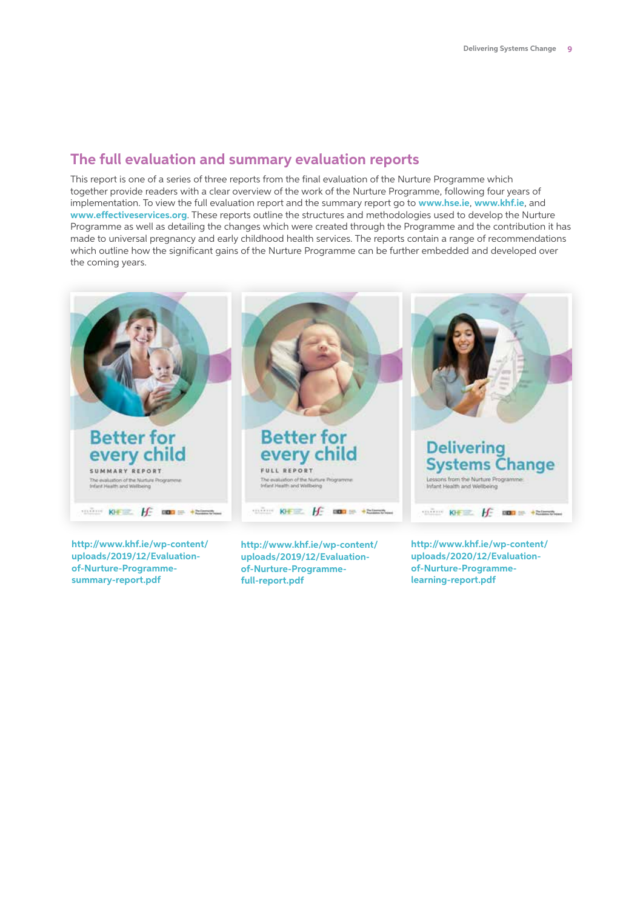## The full evaluation and summary evaluation reports

This report is one of a series of three reports from the final evaluation of the Nurture Programme which together provide readers with a clear overview of the work of the Nurture Programme, following four years of implementation. To view the full evaluation report and the summary report go to **www.hse.ie**, **www.khf.ie**, and **www.effectiveservices.org**. These reports outline the structures and methodologies used to develop the Nurture Programme as well as detailing the changes which were created through the Programme and the contribution it has made to universal pregnancy and early childhood health services. The reports contain a range of recommendations which outline how the significant gains of the Nurture Programme can be further embedded and developed over the coming years.

Better for every child
SUMMARY REPORT
The evaluation of the Nurture Programme Infant Health and Wellbeing

**http://www.khf.ie/wp-content/uploads/2019/12/Evaluation-of-Nurture-Programme-summary-report.pdf**

Better for every child
FULL REPORT
The evaluation of the Nurture Programme Infant Health and Wellbeing

**http://www.khf.ie/wp-content/uploads/2019/12/Evaluation-of-Nurture-Programme-full-report.pdf**

Delivering Systems Change
Lessons from the Nurture Programme: Infant Health and Wellbeing

**http://www.khf.ie/wp-content/uploads/2020/12/Evaluation-of-Nurture-Programme-learning-report.pdf**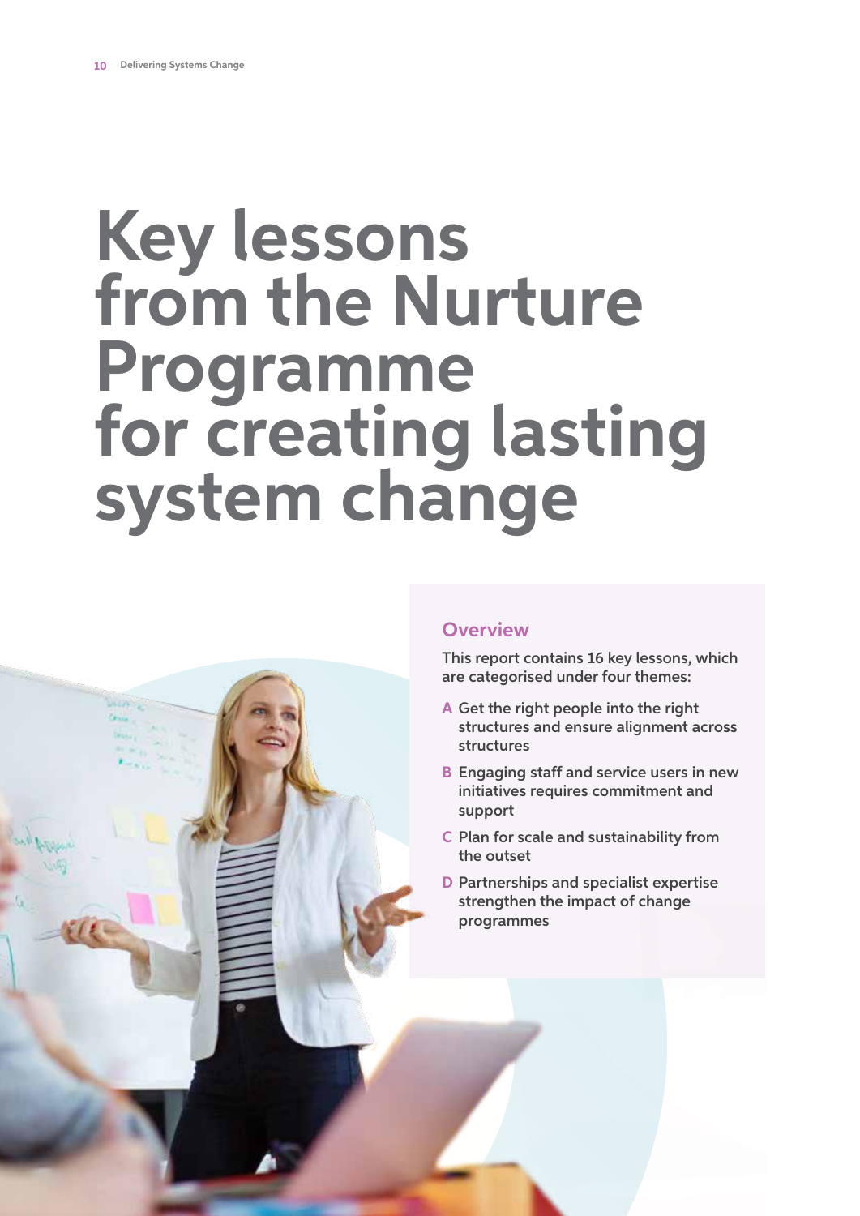# Key lessons from the Nurture Programme for creating lasting system change

## Overview

This report contains 16 key lessons, which are categorised under four themes:

- **A** Get the right people into the right structures and ensure alignment across structures
- **B** Engaging staff and service users in new initiatives requires commitment and support
- **C** Plan for scale and sustainability from the outset
- **D** Partnerships and specialist expertise strengthen the impact of change programmes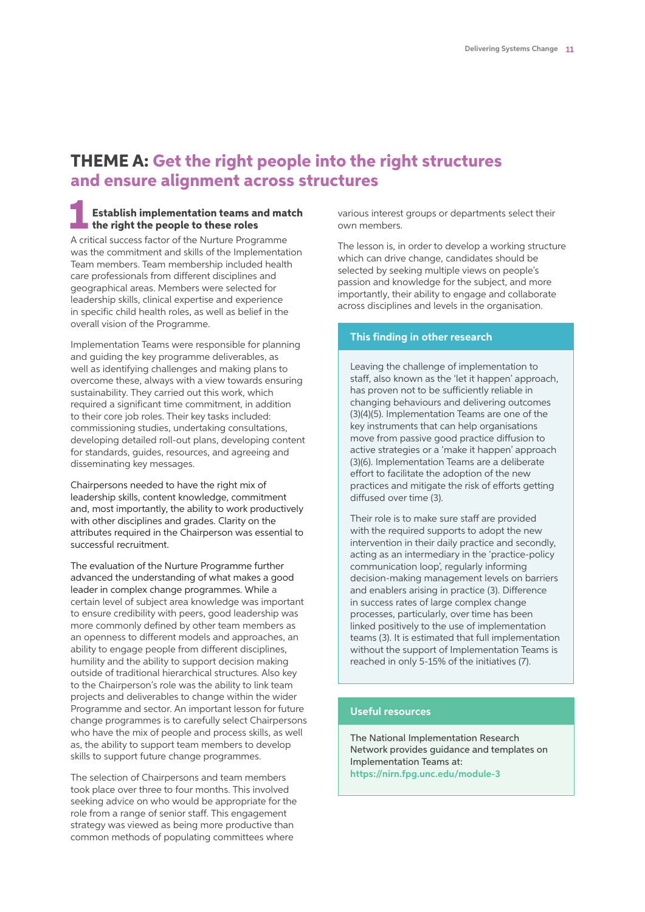# THEME A: Get the right people into the right structures and ensure alignment across structures

## 1 Establish implementation teams and match the right the people to these roles

A critical success factor of the Nurture Programme was the commitment and skills of the Implementation Team members. Team membership included health care professionals from different disciplines and geographical areas. Members were selected for leadership skills, clinical expertise and experience in specific child health roles, as well as belief in the overall vision of the Programme.

Implementation Teams were responsible for planning and guiding the key programme deliverables, as well as identifying challenges and making plans to overcome these, always with a view towards ensuring sustainability. They carried out this work, which required a significant time commitment, in addition to their core job roles. Their key tasks included: commissioning studies, undertaking consultations, developing detailed roll-out plans, developing content for standards, guides, resources, and agreeing and disseminating key messages.

Chairpersons needed to have the right mix of leadership skills, content knowledge, commitment and, most importantly, the ability to work productively with other disciplines and grades. Clarity on the attributes required in the Chairperson was essential to successful recruitment.

The evaluation of the Nurture Programme further advanced the understanding of what makes a good leader in complex change programmes. While a certain level of subject area knowledge was important to ensure credibility with peers, good leadership was more commonly defined by other team members as an openness to different models and approaches, an ability to engage people from different disciplines, humility and the ability to support decision making outside of traditional hierarchical structures. Also key to the Chairperson's role was the ability to link team projects and deliverables to change within the wider Programme and sector. An important lesson for future change programmes is to carefully select Chairpersons who have the mix of people and process skills, as well as, the ability to support team members to develop skills to support future change programmes.

The selection of Chairpersons and team members took place over three to four months. This involved seeking advice on who would be appropriate for the role from a range of senior staff. This engagement strategy was viewed as being more productive than common methods of populating committees where various interest groups or departments select their own members.

The lesson is, in order to develop a working structure which can drive change, candidates should be selected by seeking multiple views on people's passion and knowledge for the subject, and more importantly, their ability to engage and collaborate across disciplines and levels in the organisation.

### This finding in other research

Leaving the challenge of implementation to staff, also known as the 'let it happen' approach, has proven not to be sufficiently reliable in changing behaviours and delivering outcomes (3)(4)(5). Implementation Teams are one of the key instruments that can help organisations move from passive good practice diffusion to active strategies or a 'make it happen' approach (3)(6). Implementation Teams are a deliberate effort to facilitate the adoption of the new practices and mitigate the risk of efforts getting diffused over time (3).

Their role is to make sure staff are provided with the required supports to adopt the new intervention in their daily practice and secondly, acting as an intermediary in the 'practice-policy communication loop', regularly informing decision-making management levels on barriers and enablers arising in practice (3). Difference in success rates of large complex change processes, particularly, over time has been linked positively to the use of implementation teams (3). It is estimated that full implementation without the support of Implementation Teams is reached in only 5-15% of the initiatives (7).

### Useful resources

The National Implementation Research Network provides guidance and templates on Implementation Teams at: **https://nirn.fpg.unc.edu/module-3**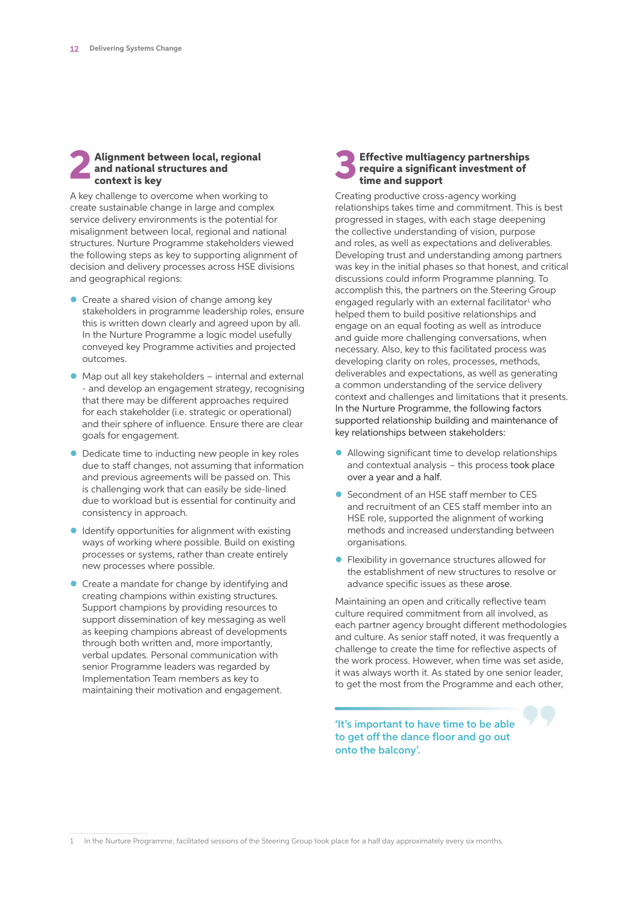## 2 Alignment between local, regional and national structures and context is key

A key challenge to overcome when working to create sustainable change in large and complex service delivery environments is the potential for misalignment between local, regional and national structures. Nurture Programme stakeholders viewed the following steps as key to supporting alignment of decision and delivery processes across HSE divisions and geographical regions:

- Create a shared vision of change among key stakeholders in programme leadership roles, ensure this is written down clearly and agreed upon by all. In the Nurture Programme a logic model usefully conveyed key Programme activities and projected outcomes.
- Map out all key stakeholders – internal and external - and develop an engagement strategy, recognising that there may be different approaches required for each stakeholder (i.e. strategic or operational) and their sphere of influence. Ensure there are clear goals for engagement.
- Dedicate time to inducting new people in key roles due to staff changes, not assuming that information and previous agreements will be passed on. This is challenging work that can easily be side-lined due to workload but is essential for continuity and consistency in approach.
- Identify opportunities for alignment with existing ways of working where possible. Build on existing processes or systems, rather than create entirely new processes where possible.
- Create a mandate for change by identifying and creating champions within existing structures. Support champions by providing resources to support dissemination of key messaging as well as keeping champions abreast of developments through both written and, more importantly, verbal updates. Personal communication with senior Programme leaders was regarded by Implementation Team members as key to maintaining their motivation and engagement.

## 3 Effective multiagency partnerships require a significant investment of time and support

Creating productive cross-agency working relationships takes time and commitment. This is best progressed in stages, with each stage deepening the collective understanding of vision, purpose and roles, as well as expectations and deliverables. Developing trust and understanding among partners was key in the initial phases so that honest, and critical discussions could inform Programme planning. To accomplish this, the partners on the Steering Group engaged regularly with an external facilitator[1] who helped them to build positive relationships and engage on an equal footing as well as introduce and guide more challenging conversations, when necessary. Also, key to this facilitated process was developing clarity on roles, processes, methods, deliverables and expectations, as well as generating a common understanding of the service delivery context and challenges and limitations that it presents. In the Nurture Programme, the following factors supported relationship building and maintenance of key relationships between stakeholders:

- Allowing significant time to develop relationships and contextual analysis – this process took place over a year and a half.
- Secondment of an HSE staff member to CES and recruitment of an CES staff member into an HSE role, supported the alignment of working methods and increased understanding between organisations.
- Flexibility in governance structures allowed for the establishment of new structures to resolve or advance specific issues as these arose.

Maintaining an open and critically reflective team culture required commitment from all involved, as each partner agency brought different methodologies and culture. As senior staff noted, it was frequently a challenge to create the time for reflective aspects of the work process. However, when time was set aside, it was always worth it. As stated by one senior leader, to get the most from the Programme and each other,

> 'It's important to have time to be able to get off the dance floor and go out onto the balcony'.

1 In the Nurture Programme, facilitated sessions of the Steering Group took place for a half day approximately every six months.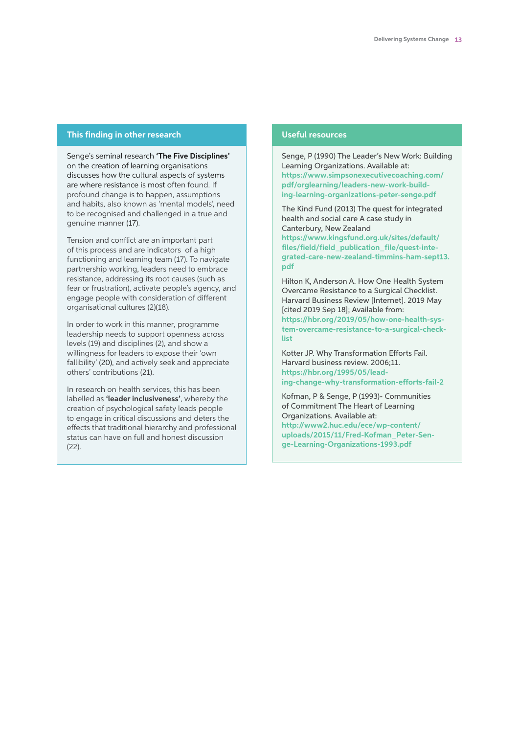## This finding in other research

Senge's seminal research **'The Five Disciplines'** on the creation of learning organisations discusses how the cultural aspects of systems are where resistance is most often found. If profound change is to happen, assumptions and habits, also known as 'mental models', need to be recognised and challenged in a true and genuine manner (17).

Tension and conflict are an important part of this process and are indicators of a high functioning and learning team (17). To navigate partnership working, leaders need to embrace resistance, addressing its root causes (such as fear or frustration), activate people's agency, and engage people with consideration of different organisational cultures (2)(18).

In order to work in this manner, programme leadership needs to support openness across levels (19) and disciplines (2), and show a willingness for leaders to expose their 'own fallibility' (20), and actively seek and appreciate others' contributions (21).

In research on health services, this has been labelled as **'leader inclusiveness'**, whereby the creation of psychological safety leads people to engage in critical discussions and deters the effects that traditional hierarchy and professional status can have on full and honest discussion (22).

## Useful resources

Senge, P (1990) The Leader's New Work: Building Learning Organizations. Available at: https://www.simpsonexecutivecoaching.com/pdf/orglearning/leaders-new-work-building-learning-organizations-peter-senge.pdf

The Kind Fund (2013) The quest for integrated health and social care A case study in Canterbury, New Zealand https://www.kingsfund.org.uk/sites/default/files/field/field_publication_file/quest-integrated-care-new-zealand-timmins-ham-sept13.pdf

Hilton K, Anderson A. How One Health System Overcame Resistance to a Surgical Checklist. Harvard Business Review [Internet]. 2019 May [cited 2019 Sep 18]; Available from: https://hbr.org/2019/05/how-one-health-system-overcame-resistance-to-a-surgical-checklist

Kotter JP. Why Transformation Efforts Fail. Harvard business review. 2006;11. https://hbr.org/1995/05/leading-change-why-transformation-efforts-fail-2

Kofman, P & Senge, P (1993)- Communities of Commitment The Heart of Learning Organizations. Available at: http://www2.huc.edu/ece/wp-content/uploads/2015/11/Fred-Kofman_Peter-Senge-Learning-Organizations-1993.pdf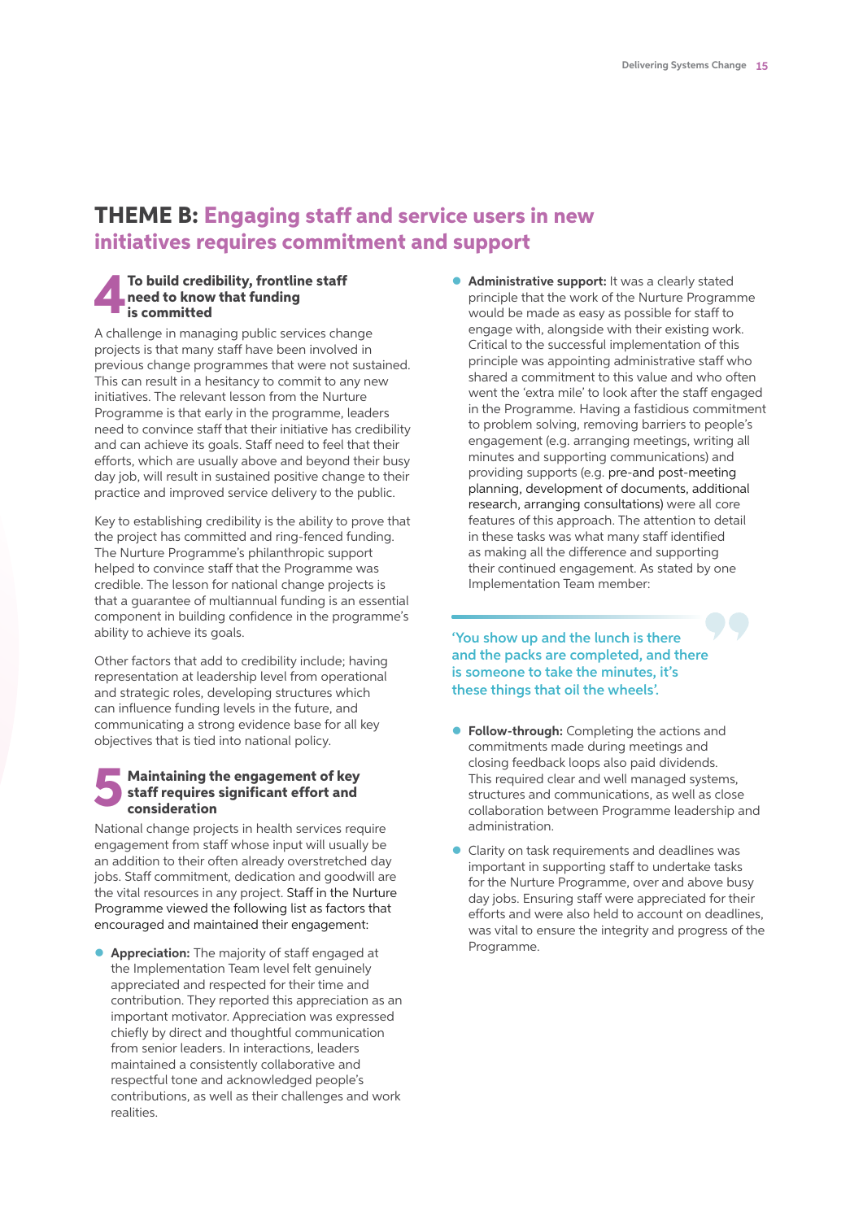# THEME B: Engaging staff and service users in new initiatives requires commitment and support

## 4 To build credibility, frontline staff need to know that funding is committed

A challenge in managing public services change projects is that many staff have been involved in previous change programmes that were not sustained. This can result in a hesitancy to commit to any new initiatives. The relevant lesson from the Nurture Programme is that early in the programme, leaders need to convince staff that their initiative has credibility and can achieve its goals. Staff need to feel that their efforts, which are usually above and beyond their busy day job, will result in sustained positive change to their practice and improved service delivery to the public.

Key to establishing credibility is the ability to prove that the project has committed and ring-fenced funding. The Nurture Programme's philanthropic support helped to convince staff that the Programme was credible. The lesson for national change projects is that a guarantee of multiannual funding is an essential component in building confidence in the programme's ability to achieve its goals.

Other factors that add to credibility include; having representation at leadership level from operational and strategic roles, developing structures which can influence funding levels in the future, and communicating a strong evidence base for all key objectives that is tied into national policy.

## 5 Maintaining the engagement of key staff requires significant effort and consideration

National change projects in health services require engagement from staff whose input will usually be an addition to their often already overstretched day jobs. Staff commitment, dedication and goodwill are the vital resources in any project. Staff in the Nurture Programme viewed the following list as factors that encouraged and maintained their engagement:

- **Appreciation:** The majority of staff engaged at the Implementation Team level felt genuinely appreciated and respected for their time and contribution. They reported this appreciation as an important motivator. Appreciation was expressed chiefly by direct and thoughtful communication from senior leaders. In interactions, leaders maintained a consistently collaborative and respectful tone and acknowledged people's contributions, as well as their challenges and work realities.
- **Administrative support:** It was a clearly stated principle that the work of the Nurture Programme would be made as easy as possible for staff to engage with, alongside with their existing work. Critical to the successful implementation of this principle was appointing administrative staff who shared a commitment to this value and who often went the 'extra mile' to look after the staff engaged in the Programme. Having a fastidious commitment to problem solving, removing barriers to people's engagement (e.g. arranging meetings, writing all minutes and supporting communications) and providing supports (e.g. pre-and post-meeting planning, development of documents, additional research, arranging consultations) were all core features of this approach. The attention to detail in these tasks was what many staff identified as making all the difference and supporting their continued engagement. As stated by one Implementation Team member:

> 'You show up and the lunch is there and the packs are completed, and there is someone to take the minutes, it's these things that oil the wheels'.

- **Follow-through:** Completing the actions and commitments made during meetings and closing feedback loops also paid dividends. This required clear and well managed systems, structures and communications, as well as close collaboration between Programme leadership and administration.
- Clarity on task requirements and deadlines was important in supporting staff to undertake tasks for the Nurture Programme, over and above busy day jobs. Ensuring staff were appreciated for their efforts and were also held to account on deadlines, was vital to ensure the integrity and progress of the Programme.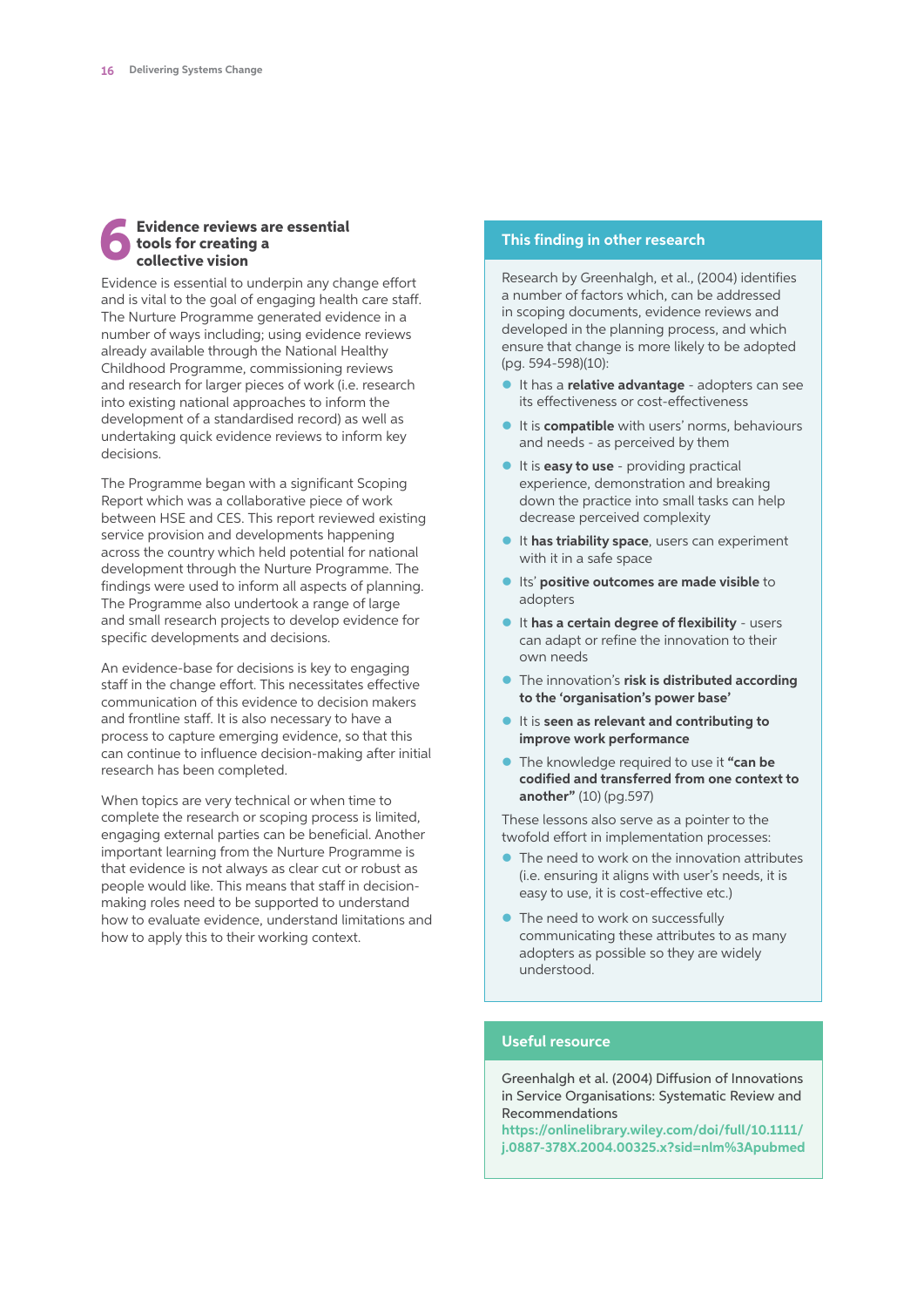## 6 Evidence reviews are essential tools for creating a collective vision

Evidence is essential to underpin any change effort and is vital to the goal of engaging health care staff. The Nurture Programme generated evidence in a number of ways including; using evidence reviews already available through the National Healthy Childhood Programme, commissioning reviews and research for larger pieces of work (i.e. research into existing national approaches to inform the development of a standardised record) as well as undertaking quick evidence reviews to inform key decisions.

The Programme began with a significant Scoping Report which was a collaborative piece of work between HSE and CES. This report reviewed existing service provision and developments happening across the country which held potential for national development through the Nurture Programme. The findings were used to inform all aspects of planning. The Programme also undertook a range of large and small research projects to develop evidence for specific developments and decisions.

An evidence-base for decisions is key to engaging staff in the change effort. This necessitates effective communication of this evidence to decision makers and frontline staff. It is also necessary to have a process to capture emerging evidence, so that this can continue to influence decision-making after initial research has been completed.

When topics are very technical or when time to complete the research or scoping process is limited, engaging external parties can be beneficial. Another important learning from the Nurture Programme is that evidence is not always as clear cut or robust as people would like. This means that staff in decision-making roles need to be supported to understand how to evaluate evidence, understand limitations and how to apply this to their working context.

### This finding in other research

Research by Greenhalgh, et al., (2004) identifies a number of factors which, can be addressed in scoping documents, evidence reviews and developed in the planning process, and which ensure that change is more likely to be adopted (pg. 594-598)(10):

- It has a **relative advantage** - adopters can see its effectiveness or cost-effectiveness
- It is **compatible** with users' norms, behaviours and needs - as perceived by them
- It is **easy to use** - providing practical experience, demonstration and breaking down the practice into small tasks can help decrease perceived complexity
- It **has triability space**, users can experiment with it in a safe space
- Its' **positive outcomes are made visible** to adopters
- It **has a certain degree of flexibility** - users can adapt or refine the innovation to their own needs
- The innovation's **risk is distributed according to the 'organisation's power base'**
- It is **seen as relevant and contributing to improve work performance**
- The knowledge required to use it **"can be codified and transferred from one context to another"** (10) (pg.597)

These lessons also serve as a pointer to the twofold effort in implementation processes:

- The need to work on the innovation attributes (i.e. ensuring it aligns with user's needs, it is easy to use, it is cost-effective etc.)
- The need to work on successfully communicating these attributes to as many adopters as possible so they are widely understood.

### Useful resource

Greenhalgh et al. (2004) Diffusion of Innovations in Service Organisations: Systematic Review and Recommendations
**https://onlinelibrary.wiley.com/doi/full/10.1111/j.0887-378X.2004.00325.x?sid=nlm%3Apubmed**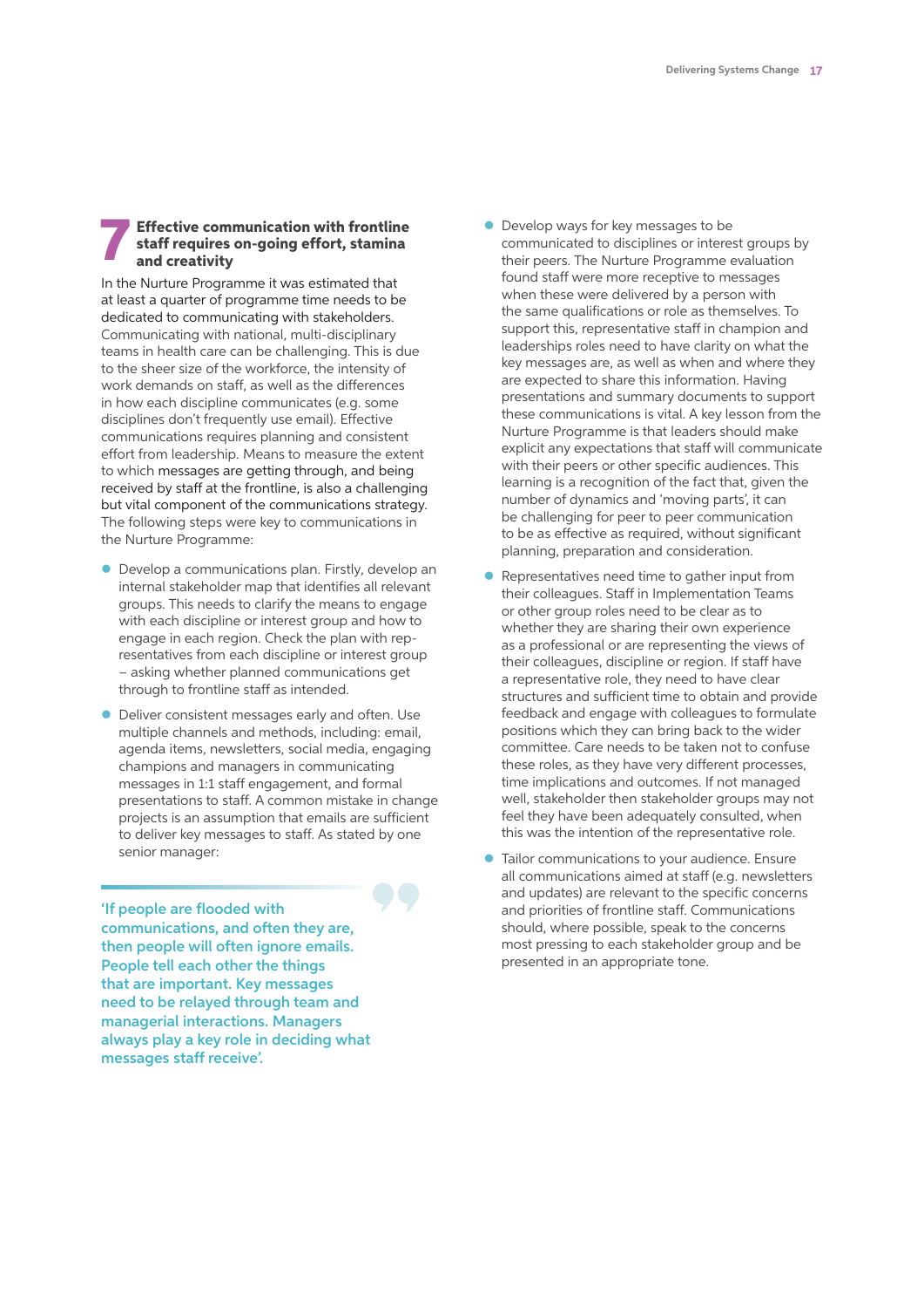## 7 Effective communication with frontline staff requires on-going effort, stamina and creativity

In the Nurture Programme it was estimated that at least a quarter of programme time needs to be dedicated to communicating with stakeholders. Communicating with national, multi-disciplinary teams in health care can be challenging. This is due to the sheer size of the workforce, the intensity of work demands on staff, as well as the differences in how each discipline communicates (e.g. some disciplines don't frequently use email). Effective communications requires planning and consistent effort from leadership. Means to measure the extent to which messages are getting through, and being received by staff at the frontline, is also a challenging but vital component of the communications strategy. The following steps were key to communications in the Nurture Programme:

- Develop a communications plan. Firstly, develop an internal stakeholder map that identifies all relevant groups. This needs to clarify the means to engage with each discipline or interest group and how to engage in each region. Check the plan with representatives from each discipline or interest group – asking whether planned communications get through to frontline staff as intended.
- Deliver consistent messages early and often. Use multiple channels and methods, including: email, agenda items, newsletters, social media, engaging champions and managers in communicating messages in 1:1 staff engagement, and formal presentations to staff. A common mistake in change projects is an assumption that emails are sufficient to deliver key messages to staff. As stated by one senior manager:

> 'If people are flooded with communications, and often they are, then people will often ignore emails. People tell each other the things that are important. Key messages need to be relayed through team and managerial interactions. Managers always play a key role in deciding what messages staff receive'.

- Develop ways for key messages to be communicated to disciplines or interest groups by their peers. The Nurture Programme evaluation found staff were more receptive to messages when these were delivered by a person with the same qualifications or role as themselves. To support this, representative staff in champion and leaderships roles need to have clarity on what the key messages are, as well as when and where they are expected to share this information. Having presentations and summary documents to support these communications is vital. A key lesson from the Nurture Programme is that leaders should make explicit any expectations that staff will communicate with their peers or other specific audiences. This learning is a recognition of the fact that, given the number of dynamics and 'moving parts', it can be challenging for peer to peer communication to be as effective as required, without significant planning, preparation and consideration.
- Representatives need time to gather input from their colleagues. Staff in Implementation Teams or other group roles need to be clear as to whether they are sharing their own experience as a professional or are representing the views of their colleagues, discipline or region. If staff have a representative role, they need to have clear structures and sufficient time to obtain and provide feedback and engage with colleagues to formulate positions which they can bring back to the wider committee. Care needs to be taken not to confuse these roles, as they have very different processes, time implications and outcomes. If not managed well, stakeholder then stakeholder groups may not feel they have been adequately consulted, when this was the intention of the representative role.
- Tailor communications to your audience. Ensure all communications aimed at staff (e.g. newsletters and updates) are relevant to the specific concerns and priorities of frontline staff. Communications should, where possible, speak to the concerns most pressing to each stakeholder group and be presented in an appropriate tone.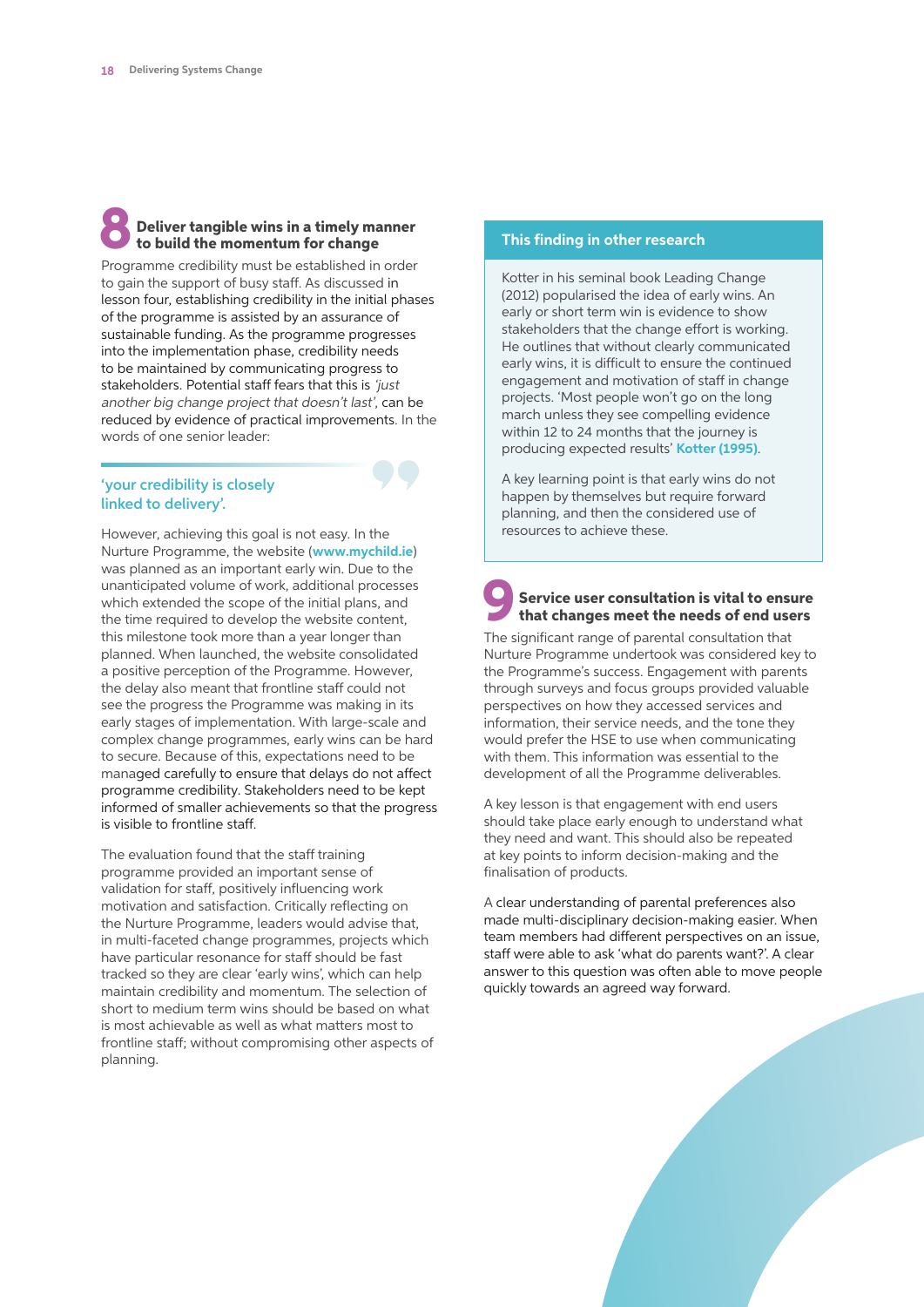## 8 Deliver tangible wins in a timely manner to build the momentum for change

Programme credibility must be established in order to gain the support of busy staff. As discussed in lesson four, establishing credibility in the initial phases of the programme is assisted by an assurance of sustainable funding. As the programme progresses into the implementation phase, credibility needs to be maintained by communicating progress to stakeholders. Potential staff fears that this is *'just another big change project that doesn't last'*, can be reduced by evidence of practical improvements. In the words of one senior leader:

> 'your credibility is closely linked to delivery'.

However, achieving this goal is not easy. In the Nurture Programme, the website (**www.mychild.ie**) was planned as an important early win. Due to the unanticipated volume of work, additional processes which extended the scope of the initial plans, and the time required to develop the website content, this milestone took more than a year longer than planned. When launched, the website consolidated a positive perception of the Programme. However, the delay also meant that frontline staff could not see the progress the Programme was making in its early stages of implementation. With large-scale and complex change programmes, early wins can be hard to secure. Because of this, expectations need to be managed carefully to ensure that delays do not affect programme credibility. Stakeholders need to be kept informed of smaller achievements so that the progress is visible to frontline staff.

The evaluation found that the staff training programme provided an important sense of validation for staff, positively influencing work motivation and satisfaction. Critically reflecting on the Nurture Programme, leaders would advise that, in multi-faceted change programmes, projects which have particular resonance for staff should be fast tracked so they are clear 'early wins', which can help maintain credibility and momentum. The selection of short to medium term wins should be based on what is most achievable as well as what matters most to frontline staff; without compromising other aspects of planning.

### This finding in other research

Kotter in his seminal book Leading Change (2012) popularised the idea of early wins. An early or short term win is evidence to show stakeholders that the change effort is working. He outlines that without clearly communicated early wins, it is difficult to ensure the continued engagement and motivation of staff in change projects. 'Most people won't go on the long march unless they see compelling evidence within 12 to 24 months that the journey is producing expected results' **Kotter (1995)**.

A key learning point is that early wins do not happen by themselves but require forward planning, and then the considered use of resources to achieve these.

## 9 Service user consultation is vital to ensure that changes meet the needs of end users

The significant range of parental consultation that Nurture Programme undertook was considered key to the Programme's success. Engagement with parents through surveys and focus groups provided valuable perspectives on how they accessed services and information, their service needs, and the tone they would prefer the HSE to use when communicating with them. This information was essential to the development of all the Programme deliverables.

A key lesson is that engagement with end users should take place early enough to understand what they need and want. This should also be repeated at key points to inform decision-making and the finalisation of products.

A clear understanding of parental preferences also made multi-disciplinary decision-making easier. When team members had different perspectives on an issue, staff were able to ask 'what do parents want?'. A clear answer to this question was often able to move people quickly towards an agreed way forward.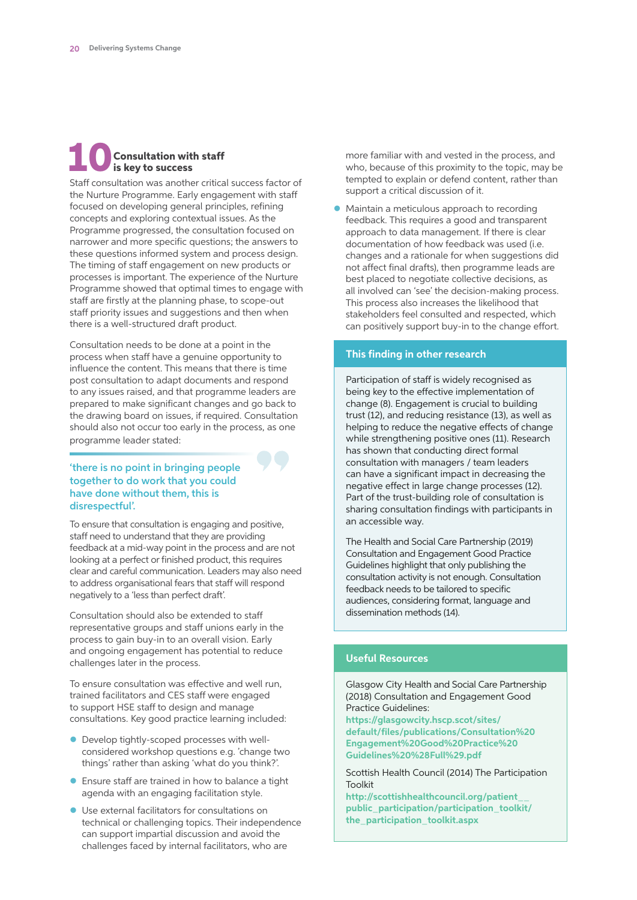## 10 Consultation with staff is key to success

Staff consultation was another critical success factor of the Nurture Programme. Early engagement with staff focused on developing general principles, refining concepts and exploring contextual issues. As the Programme progressed, the consultation focused on narrower and more specific questions; the answers to these questions informed system and process design. The timing of staff engagement on new products or processes is important. The experience of the Nurture Programme showed that optimal times to engage with staff are firstly at the planning phase, to scope-out staff priority issues and suggestions and then when there is a well-structured draft product.

Consultation needs to be done at a point in the process when staff have a genuine opportunity to influence the content. This means that there is time post consultation to adapt documents and respond to any issues raised, and that programme leaders are prepared to make significant changes and go back to the drawing board on issues, if required. Consultation should also not occur too early in the process, as one programme leader stated:

> 'there is no point in bringing people together to do work that you could have done without them, this is disrespectful'.

To ensure that consultation is engaging and positive, staff need to understand that they are providing feedback at a mid-way point in the process and are not looking at a perfect or finished product, this requires clear and careful communication. Leaders may also need to address organisational fears that staff will respond negatively to a 'less than perfect draft'.

Consultation should also be extended to staff representative groups and staff unions early in the process to gain buy-in to an overall vision. Early and ongoing engagement has potential to reduce challenges later in the process.

To ensure consultation was effective and well run, trained facilitators and CES staff were engaged to support HSE staff to design and manage consultations. Key good practice learning included:

- Develop tightly-scoped processes with well-considered workshop questions e.g. 'change two things' rather than asking 'what do you think?'.
- Ensure staff are trained in how to balance a tight agenda with an engaging facilitation style.
- Use external facilitators for consultations on technical or challenging topics. Their independence can support impartial discussion and avoid the challenges faced by internal facilitators, who are more familiar with and vested in the process, and who, because of this proximity to the topic, may be tempted to explain or defend content, rather than support a critical discussion of it.
- Maintain a meticulous approach to recording feedback. This requires a good and transparent approach to data management. If there is clear documentation of how feedback was used (i.e. changes and a rationale for when suggestions did not affect final drafts), then programme leads are best placed to negotiate collective decisions, as all involved can 'see' the decision-making process. This process also increases the likelihood that stakeholders feel consulted and respected, which can positively support buy-in to the change effort.

### This finding in other research

Participation of staff is widely recognised as being key to the effective implementation of change (8). Engagement is crucial to building trust (12), and reducing resistance (13), as well as helping to reduce the negative effects of change while strengthening positive ones (11). Research has shown that conducting direct formal consultation with managers / team leaders can have a significant impact in decreasing the negative effect in large change processes (12). Part of the trust-building role of consultation is sharing consultation findings with participants in an accessible way.

The Health and Social Care Partnership (2019) Consultation and Engagement Good Practice Guidelines highlight that only publishing the consultation activity is not enough. Consultation feedback needs to be tailored to specific audiences, considering format, language and dissemination methods (14).

### Useful Resources

Glasgow City Health and Social Care Partnership (2018) Consultation and Engagement Good Practice Guidelines:
https://glasgowcity.hscp.scot/sites/default/files/publications/Consultation%20Engagement%20Good%20Practice%20Guidelines%20%28Full%29.pdf

Scottish Health Council (2014) The Participation Toolkit
http://scottishhealthcouncil.org/patient__public_participation/participation_toolkit/the_participation_toolkit.aspx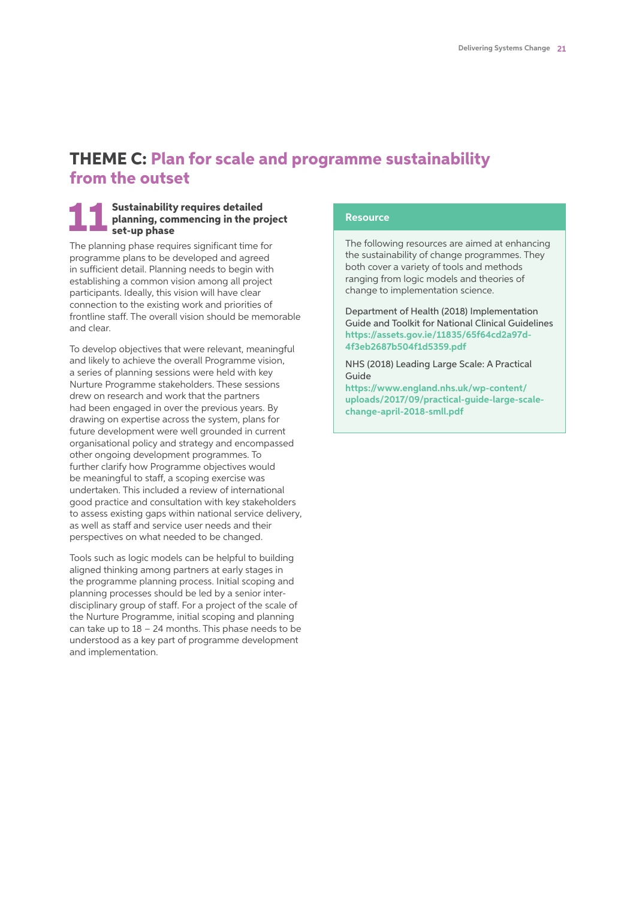# THEME C: Plan for scale and programme sustainability from the outset

## 11 Sustainability requires detailed planning, commencing in the project set-up phase

The planning phase requires significant time for programme plans to be developed and agreed in sufficient detail. Planning needs to begin with establishing a common vision among all project participants. Ideally, this vision will have clear connection to the existing work and priorities of frontline staff. The overall vision should be memorable and clear.

To develop objectives that were relevant, meaningful and likely to achieve the overall Programme vision, a series of planning sessions were held with key Nurture Programme stakeholders. These sessions drew on research and work that the partners had been engaged in over the previous years. By drawing on expertise across the system, plans for future development were well grounded in current organisational policy and strategy and encompassed other ongoing development programmes. To further clarify how Programme objectives would be meaningful to staff, a scoping exercise was undertaken. This included a review of international good practice and consultation with key stakeholders to assess existing gaps within national service delivery, as well as staff and service user needs and their perspectives on what needed to be changed.

Tools such as logic models can be helpful to building aligned thinking among partners at early stages in the programme planning process. Initial scoping and planning processes should be led by a senior inter-disciplinary group of staff. For a project of the scale of the Nurture Programme, initial scoping and planning can take up to 18 – 24 months. This phase needs to be understood as a key part of programme development and implementation.

### Resource

The following resources are aimed at enhancing the sustainability of change programmes. They both cover a variety of tools and methods ranging from logic models and theories of change to implementation science.

Department of Health (2018) Implementation Guide and Toolkit for National Clinical Guidelines
**https://assets.gov.ie/11835/65f64cd2a97d-4f3eb2687b504f1d5359.pdf**

NHS (2018) Leading Large Scale: A Practical Guide
**https://www.england.nhs.uk/wp-content/uploads/2017/09/practical-guide-large-scale-change-april-2018-smll.pdf**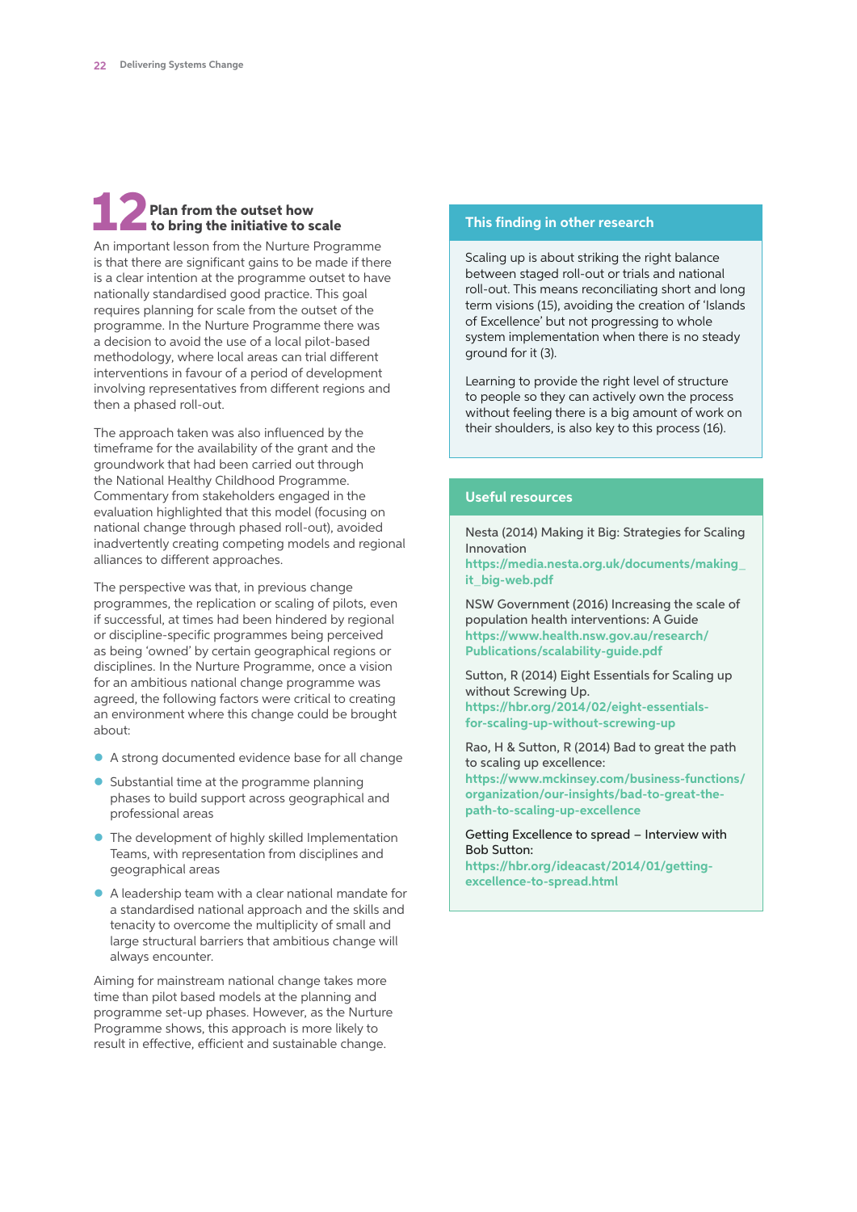## 12 Plan from the outset how to bring the initiative to scale

An important lesson from the Nurture Programme is that there are significant gains to be made if there is a clear intention at the programme outset to have nationally standardised good practice. This goal requires planning for scale from the outset of the programme. In the Nurture Programme there was a decision to avoid the use of a local pilot-based methodology, where local areas can trial different interventions in favour of a period of development involving representatives from different regions and then a phased roll-out.

The approach taken was also influenced by the timeframe for the availability of the grant and the groundwork that had been carried out through the National Healthy Childhood Programme. Commentary from stakeholders engaged in the evaluation highlighted that this model (focusing on national change through phased roll-out), avoided inadvertently creating competing models and regional alliances to different approaches.

The perspective was that, in previous change programmes, the replication or scaling of pilots, even if successful, at times had been hindered by regional or discipline-specific programmes being perceived as being 'owned' by certain geographical regions or disciplines. In the Nurture Programme, once a vision for an ambitious national change programme was agreed, the following factors were critical to creating an environment where this change could be brought about:

- A strong documented evidence base for all change
- Substantial time at the programme planning phases to build support across geographical and professional areas
- The development of highly skilled Implementation Teams, with representation from disciplines and geographical areas
- A leadership team with a clear national mandate for a standardised national approach and the skills and tenacity to overcome the multiplicity of small and large structural barriers that ambitious change will always encounter.

Aiming for mainstream national change takes more time than pilot based models at the planning and programme set-up phases. However, as the Nurture Programme shows, this approach is more likely to result in effective, efficient and sustainable change.

### This finding in other research

Scaling up is about striking the right balance between staged roll-out or trials and national roll-out. This means reconciling short and long term visions (15), avoiding the creation of 'Islands of Excellence' but not progressing to whole system implementation when there is no steady ground for it (3).

Learning to provide the right level of structure to people so they can actively own the process without feeling there is a big amount of work on their shoulders, is also key to this process (16).

### Useful resources

Nesta (2014) Making it Big: Strategies for Scaling Innovation
https://media.nesta.org.uk/documents/making_it_big-web.pdf

NSW Government (2016) Increasing the scale of population health interventions: A Guide
https://www.health.nsw.gov.au/research/Publications/scalability-guide.pdf

Sutton, R (2014) Eight Essentials for Scaling up without Screwing Up.
https://hbr.org/2014/02/eight-essentials-for-scaling-up-without-screwing-up

Rao, H & Sutton, R (2014) Bad to great the path to scaling up excellence:
https://www.mckinsey.com/business-functions/organization/our-insights/bad-to-great-the-path-to-scaling-up-excellence

Getting Excellence to spread – Interview with Bob Sutton:
https://hbr.org/ideacast/2014/01/getting-excellence-to-spread.html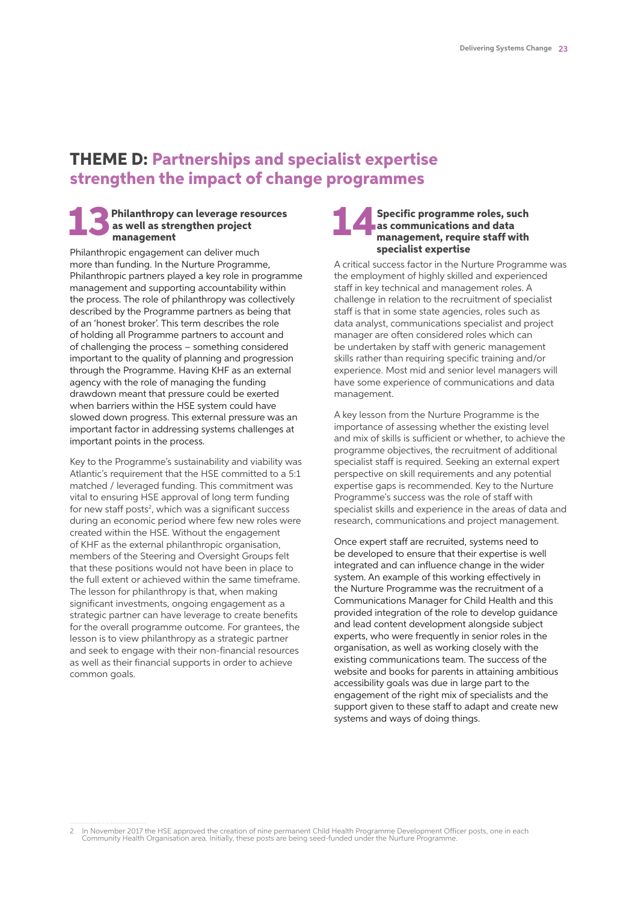# THEME D: Partnerships and specialist expertise strengthen the impact of change programmes

## 13 Philanthropy can leverage resources as well as strengthen project management

Philanthropic engagement can deliver much more than funding. In the Nurture Programme, Philanthropic partners played a key role in programme management and supporting accountability within the process. The role of philanthropy was collectively described by the Programme partners as being that of an 'honest broker'. This term describes the role of holding all Programme partners to account and of challenging the process – something considered important to the quality of planning and progression through the Programme. Having KHF as an external agency with the role of managing the funding drawdown meant that pressure could be exerted when barriers within the HSE system could have slowed down progress. This external pressure was an important factor in addressing systems challenges at important points in the process.

Key to the Programme's sustainability and viability was Atlantic's requirement that the HSE committed to a 5:1 matched / leveraged funding. This commitment was vital to ensuring HSE approval of long term funding for new staff posts[2], which was a significant success during an economic period where few new roles were created within the HSE. Without the engagement of KHF as the external philanthropic organisation, members of the Steering and Oversight Groups felt that these positions would not have been in place to the full extent or achieved within the same timeframe. The lesson for philanthropy is that, when making significant investments, ongoing engagement as a strategic partner can have leverage to create benefits for the overall programme outcome. For grantees, the lesson is to view philanthropy as a strategic partner and seek to engage with their non-financial resources as well as their financial supports in order to achieve common goals.

## 14 Specific programme roles, such as communications and data management, require staff with specialist expertise

A critical success factor in the Nurture Programme was the employment of highly skilled and experienced staff in key technical and management roles. A challenge in relation to the recruitment of specialist staff is that in some state agencies, roles such as data analyst, communications specialist and project manager are often considered roles which can be undertaken by staff with generic management skills rather than requiring specific training and/or experience. Most mid and senior level managers will have some experience of communications and data management.

A key lesson from the Nurture Programme is the importance of assessing whether the existing level and mix of skills is sufficient or whether, to achieve the programme objectives, the recruitment of additional specialist staff is required. Seeking an external expert perspective on skill requirements and any potential expertise gaps is recommended. Key to the Nurture Programme's success was the role of staff with specialist skills and experience in the areas of data and research, communications and project management.

Once expert staff are recruited, systems need to be developed to ensure that their expertise is well integrated and can influence change in the wider system. An example of this working effectively in the Nurture Programme was the recruitment of a Communications Manager for Child Health and this provided integration of the role to develop guidance and lead content development alongside subject experts, who were frequently in senior roles in the organisation, as well as working closely with the existing communications team. The success of the website and books for parents in attaining ambitious accessibility goals was due in large part to the engagement of the right mix of specialists and the support given to these staff to adapt and create new systems and ways of doing things.

---

2 In November 2017 the HSE approved the creation of nine permanent Child Health Programme Development Officer posts, one in each Community Health Organisation area. Initially, these posts are being seed-funded under the Nurture Programme.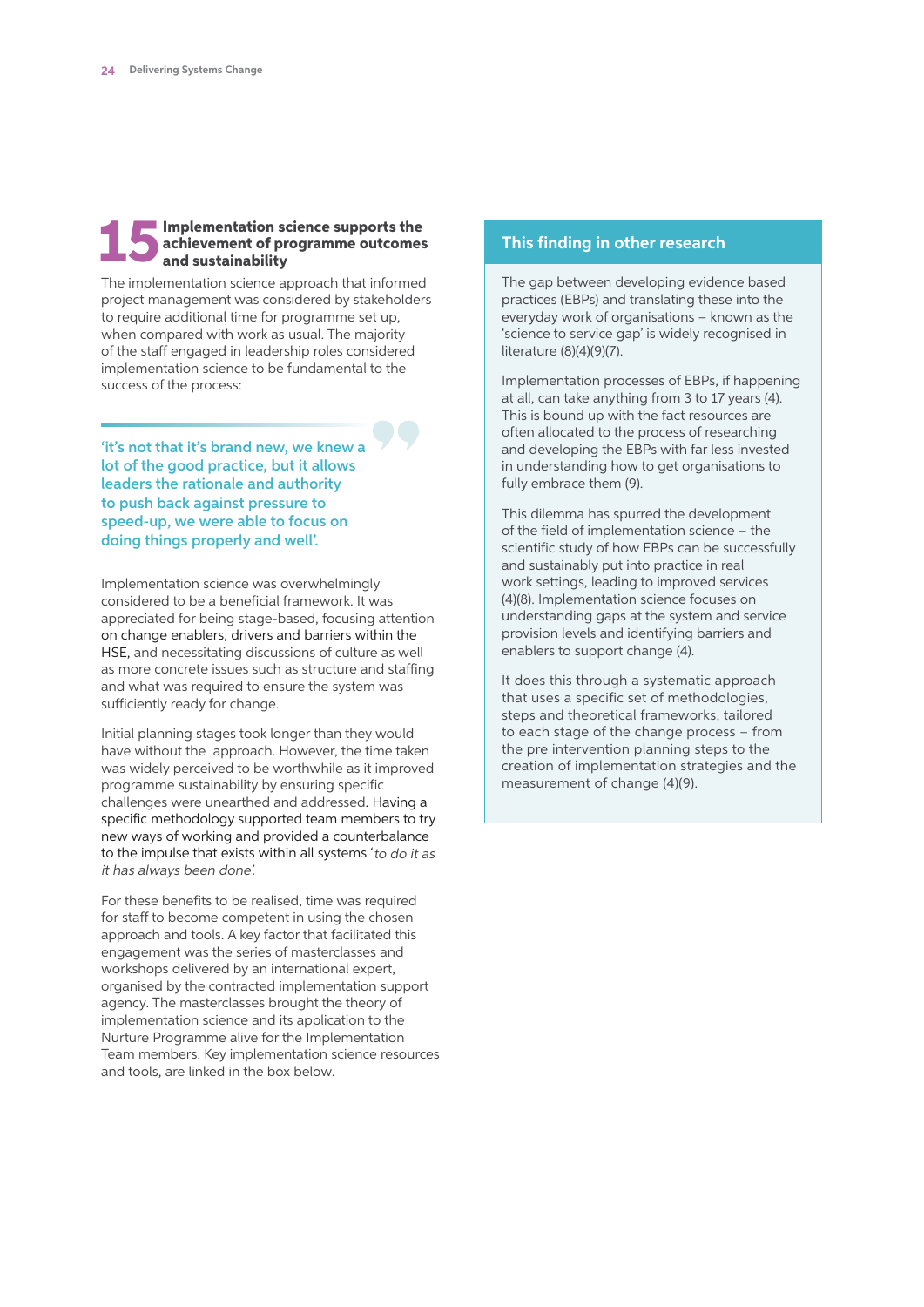## 15 Implementation science supports the achievement of programme outcomes and sustainability

The implementation science approach that informed project management was considered by stakeholders to require additional time for programme set up, when compared with work as usual. The majority of the staff engaged in leadership roles considered implementation science to be fundamental to the success of the process:

> 'it's not that it's brand new, we knew a lot of the good practice, but it allows leaders the rationale and authority to push back against pressure to speed-up, we were able to focus on doing things properly and well'.

Implementation science was overwhelmingly considered to be a beneficial framework. It was appreciated for being stage-based, focusing attention on change enablers, drivers and barriers within the HSE, and necessitating discussions of culture as well as more concrete issues such as structure and staffing and what was required to ensure the system was sufficiently ready for change.

Initial planning stages took longer than they would have without the approach. However, the time taken was widely perceived to be worthwhile as it improved programme sustainability by ensuring specific challenges were unearthed and addressed. Having a specific methodology supported team members to try new ways of working and provided a counterbalance to the impulse that exists within all systems '*to do it as it has always been done*'.

For these benefits to be realised, time was required for staff to become competent in using the chosen approach and tools. A key factor that facilitated this engagement was the series of masterclasses and workshops delivered by an international expert, organised by the contracted implementation support agency. The masterclasses brought the theory of implementation science and its application to the Nurture Programme alive for the Implementation Team members. Key implementation science resources and tools, are linked in the box below.

### This finding in other research

The gap between developing evidence based practices (EBPs) and translating these into the everyday work of organisations – known as the 'science to service gap' is widely recognised in literature (8)(4)(9)(7).

Implementation processes of EBPs, if happening at all, can take anything from 3 to 17 years (4). This is bound up with the fact resources are often allocated to the process of researching and developing the EBPs with far less invested in understanding how to get organisations to fully embrace them (9).

This dilemma has spurred the development of the field of implementation science – the scientific study of how EBPs can be successfully and sustainably put into practice in real work settings, leading to improved services (4)(8). Implementation science focuses on understanding gaps at the system and service provision levels and identifying barriers and enablers to support change (4).

It does this through a systematic approach that uses a specific set of methodologies, steps and theoretical frameworks, tailored to each stage of the change process – from the pre intervention planning steps to the creation of implementation strategies and the measurement of change (4)(9).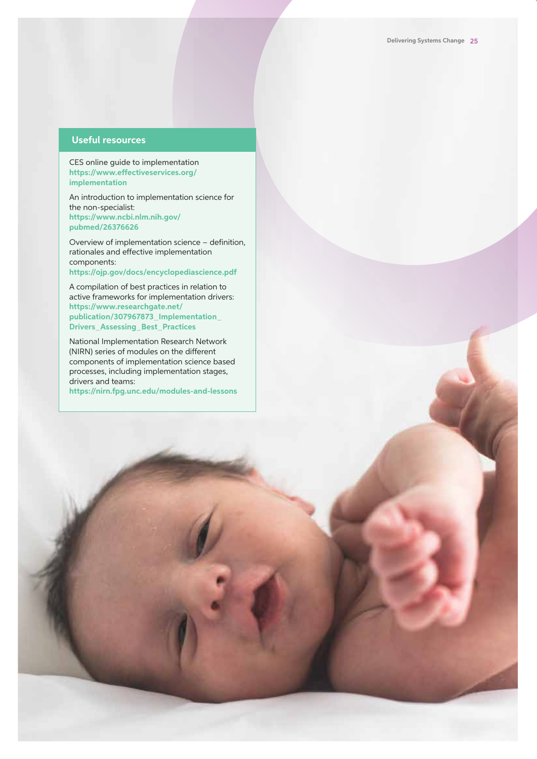## Useful resources

CES online guide to implementation
**https://www.effectiveservices.org/implementation**

An introduction to implementation science for the non-specialist:
**https://www.ncbi.nlm.nih.gov/pubmed/26376626**

Overview of implementation science – definition, rationales and effective implementation components:
**https://ojp.gov/docs/encyclopediascience.pdf**

A compilation of best practices in relation to active frameworks for implementation drivers:
**https://www.researchgate.net/publication/307967873_Implementation_Drivers_Assessing_Best_Practices**

National Implementation Research Network (NIRN) series of modules on the different components of implementation science based processes, including implementation stages, drivers and teams:
**https://nirn.fpg.unc.edu/modules-and-lessons**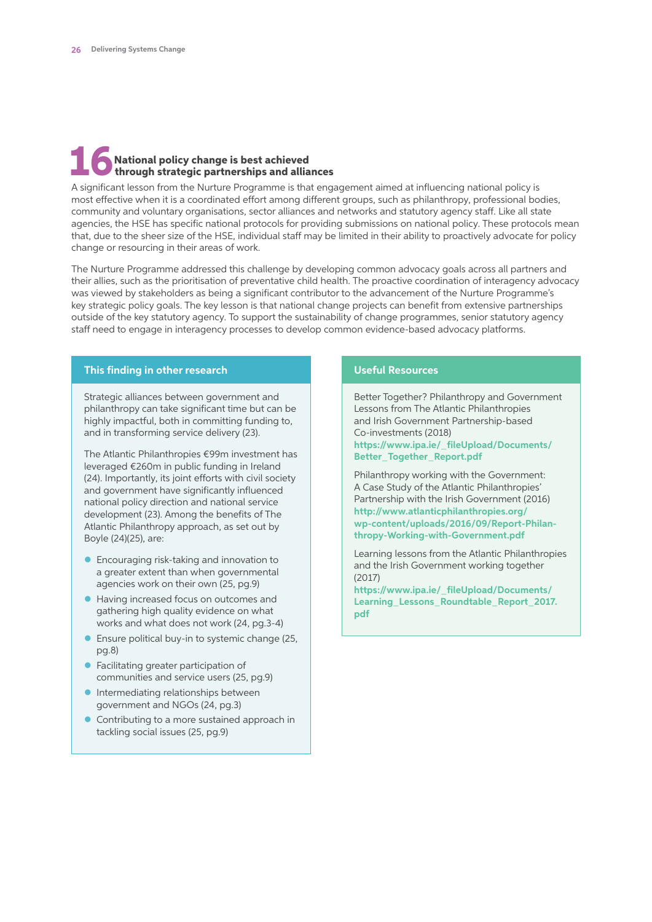## 16 National policy change is best achieved through strategic partnerships and alliances

A significant lesson from the Nurture Programme is that engagement aimed at influencing national policy is most effective when it is a coordinated effort among different groups, such as philanthropy, professional bodies, community and voluntary organisations, sector alliances and networks and statutory agency staff. Like all state agencies, the HSE has specific national protocols for providing submissions on national policy. These protocols mean that, due to the sheer size of the HSE, individual staff may be limited in their ability to proactively advocate for policy change or resourcing in their areas of work.

The Nurture Programme addressed this challenge by developing common advocacy goals across all partners and their allies, such as the prioritisation of preventative child health. The proactive coordination of interagency advocacy was viewed by stakeholders as being a significant contributor to the advancement of the Nurture Programme's key strategic policy goals. The key lesson is that national change projects can benefit from extensive partnerships outside of the key statutory agency. To support the sustainability of change programmes, senior statutory agency staff need to engage in interagency processes to develop common evidence-based advocacy platforms.

### This finding in other research

Strategic alliances between government and philanthropy can take significant time but can be highly impactful, both in committing funding to, and in transforming service delivery (23).

The Atlantic Philanthropies €99m investment has leveraged €260m in public funding in Ireland (24). Importantly, its joint efforts with civil society and government have significantly influenced national policy direction and national service development (23). Among the benefits of The Atlantic Philanthropy approach, as set out by Boyle (24)(25), are:

- Encouraging risk-taking and innovation to a greater extent than when governmental agencies work on their own (25, pg.9)
- Having increased focus on outcomes and gathering high quality evidence on what works and what does not work (24, pg.3-4)
- Ensure political buy-in to systemic change (25, pg.8)
- Facilitating greater participation of communities and service users (25, pg.9)
- Intermediating relationships between government and NGOs (24, pg.3)
- Contributing to a more sustained approach in tackling social issues (25, pg.9)

### Useful Resources

Better Together? Philanthropy and Government Lessons from The Atlantic Philanthropies and Irish Government Partnership-based Co-investments (2018)
**https://www.ipa.ie/_fileUpload/Documents/Better_Together_Report.pdf**

Philanthropy working with the Government: A Case Study of the Atlantic Philanthropies' Partnership with the Irish Government (2016)
**http://www.atlanticphilanthropies.org/wp-content/uploads/2016/09/Report-Philanthropy-Working-with-Government.pdf**

Learning lessons from the Atlantic Philanthropies and the Irish Government working together (2017)
**https://www.ipa.ie/_fileUpload/Documents/Learning_Lessons_Roundtable_Report_2017.pdf**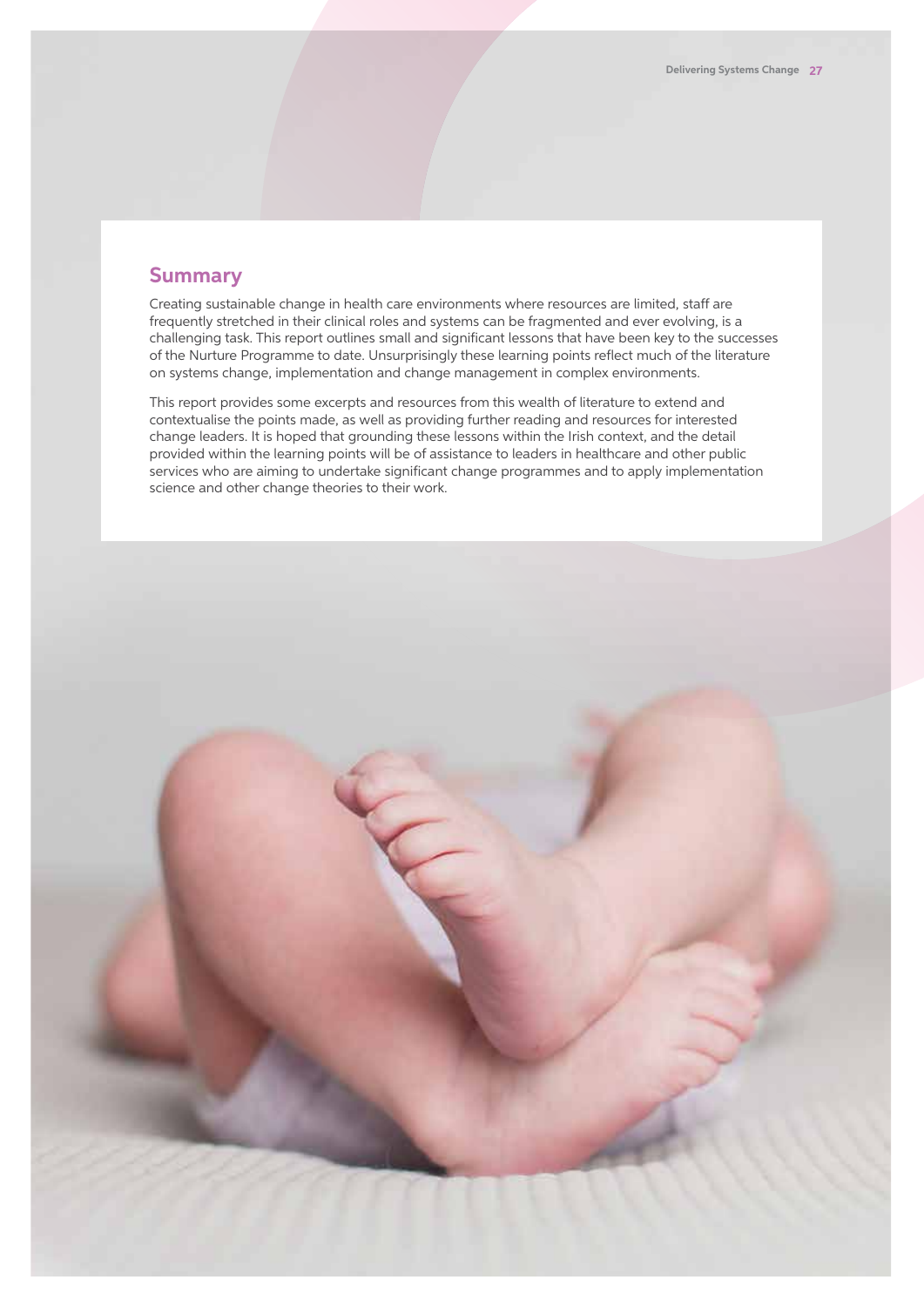## Summary

Creating sustainable change in health care environments where resources are limited, staff are frequently stretched in their clinical roles and systems can be fragmented and ever evolving, is a challenging task. This report outlines small and significant lessons that have been key to the successes of the Nurture Programme to date. Unsurprisingly these learning points reflect much of the literature on systems change, implementation and change management in complex environments.

This report provides some excerpts and resources from this wealth of literature to extend and contextualise the points made, as well as providing further reading and resources for interested change leaders. It is hoped that grounding these lessons within the Irish context, and the detail provided within the learning points will be of assistance to leaders in healthcare and other public services who are aiming to undertake significant change programmes and to apply implementation science and other change theories to their work.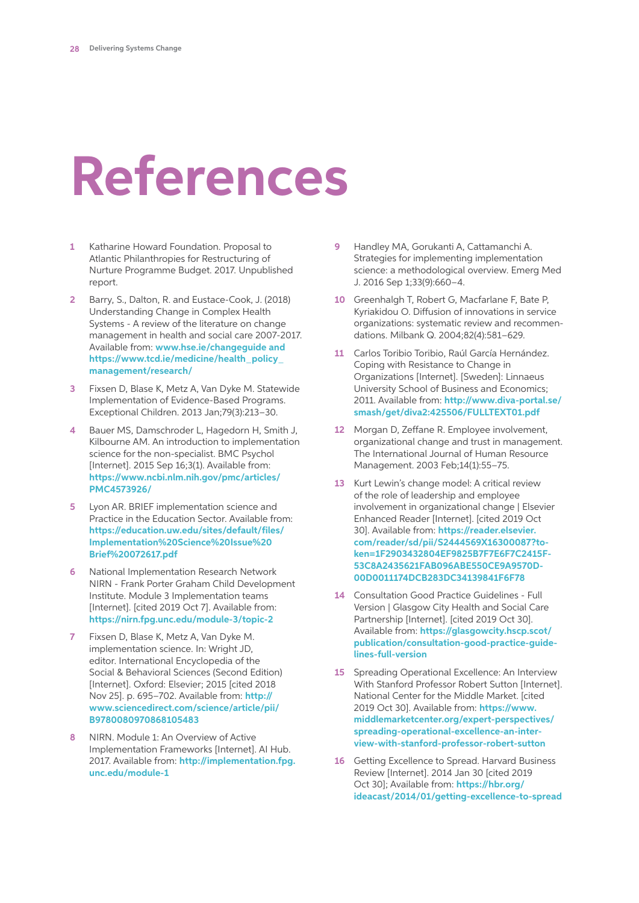# References

1. Katharine Howard Foundation. Proposal to Atlantic Philanthropies for Restructuring of Nurture Programme Budget. 2017. Unpublished report.

2. Barry, S., Dalton, R. and Eustace-Cook, J. (2018) Understanding Change in Complex Health Systems - A review of the literature on change management in health and social care 2007-2017. Available from: **www.hse.ie/changeguide and https://www.tcd.ie/medicine/health_policy_management/research/**

3. Fixsen D, Blase K, Metz A, Van Dyke M. Statewide Implementation of Evidence-Based Programs. Exceptional Children. 2013 Jan;79(3):213–30.

4. Bauer MS, Damschroder L, Hagedorn H, Smith J, Kilbourne AM. An introduction to implementation science for the non-specialist. BMC Psychol [Internet]. 2015 Sep 16;3(1). Available from: **https://www.ncbi.nlm.nih.gov/pmc/articles/PMC4573926/**

5. Lyon AR. BRIEF implementation science and Practice in the Education Sector. Available from: **https://education.uw.edu/sites/default/files/Implementation%20Science%20Issue%20Brief%20072617.pdf**

6. National Implementation Research Network NIRN - Frank Porter Graham Child Development Institute. Module 3 Implementation teams [Internet]. [cited 2019 Oct 7]. Available from: **https://nirn.fpg.unc.edu/module-3/topic-2**

7. Fixsen D, Blase K, Metz A, Van Dyke M. implementation science. In: Wright JD, editor. International Encyclopedia of the Social & Behavioral Sciences (Second Edition) [Internet]. Oxford: Elsevier; 2015 [cited 2018 Nov 25]. p. 695–702. Available from: **http://www.sciencedirect.com/science/article/pii/B9780080970868105483**

8. NIRN. Module 1: An Overview of Active Implementation Frameworks [Internet]. AI Hub. 2017. Available from: **http://implementation.fpg.unc.edu/module-1**

9. Handley MA, Gorukanti A, Cattamanchi A. Strategies for implementing implementation science: a methodological overview. Emerg Med J. 2016 Sep 1;33(9):660–4.

10. Greenhalgh T, Robert G, Macfarlane F, Bate P, Kyriakidou O. Diffusion of innovations in service organizations: systematic review and recommendations. Milbank Q. 2004;82(4):581–629.

11. Carlos Toribio Toribio, Raúl García Hernández. Coping with Resistance to Change in Organizations [Internet]. [Sweden]: Linnaeus University School of Business and Economics; 2011. Available from: **http://www.diva-portal.se/smash/get/diva2:425506/FULLTEXT01.pdf**

12. Morgan D, Zeffane R. Employee involvement, organizational change and trust in management. The International Journal of Human Resource Management. 2003 Feb;14(1):55–75.

13. Kurt Lewin's change model: A critical review of the role of leadership and employee involvement in organizational change | Elsevier Enhanced Reader [Internet]. [cited 2019 Oct 30]. Available from: **https://reader.elsevier.com/reader/sd/pii/S2444569X16300087?token=1F2903432804EF9825B7F7E6F7C2415F53C8A2435621FAB096ABE550CE9A9570D00D0011174DCB283DC34139841F6F78**

14. Consultation Good Practice Guidelines - Full Version | Glasgow City Health and Social Care Partnership [Internet]. [cited 2019 Oct 30]. Available from: **https://glasgowcity.hscp.scot/publication/consultation-good-practice-guidelines-full-version**

15. Spreading Operational Excellence: An Interview With Stanford Professor Robert Sutton [Internet]. National Center for the Middle Market. [cited 2019 Oct 30]. Available from: **https://www.middlemarketcenter.org/expert-perspectives/spreading-operational-excellence-an-interview-with-stanford-professor-robert-sutton**

16. Getting Excellence to Spread. Harvard Business Review [Internet]. 2014 Jan 30 [cited 2019 Oct 30]; Available from: **https://hbr.org/ideacast/2014/01/getting-excellence-to-spread**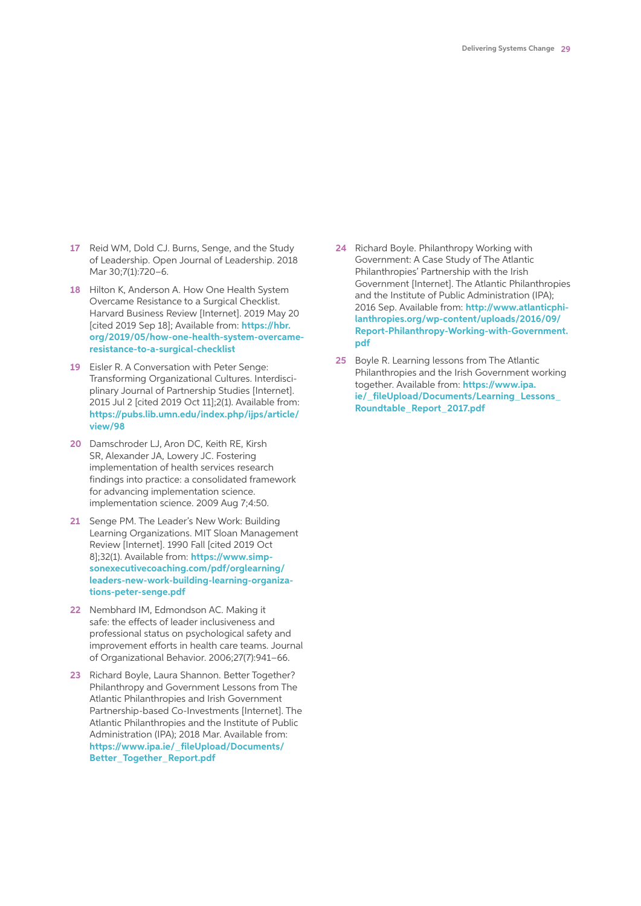17 Reid WM, Dold CJ. Burns, Senge, and the Study of Leadership. Open Journal of Leadership. 2018 Mar 30;7(1):720–6.

18 Hilton K, Anderson A. How One Health System Overcame Resistance to a Surgical Checklist. Harvard Business Review [Internet]. 2019 May 20 [cited 2019 Sep 18]; Available from: **https://hbr.org/2019/05/how-one-health-system-overcame-resistance-to-a-surgical-checklist**

19 Eisler R. A Conversation with Peter Senge: Transforming Organizational Cultures. Interdisciplinary Journal of Partnership Studies [Internet]. 2015 Jul 2 [cited 2019 Oct 11];2(1). Available from: **https://pubs.lib.umn.edu/index.php/ijps/article/view/98**

20 Damschroder LJ, Aron DC, Keith RE, Kirsh SR, Alexander JA, Lowery JC. Fostering implementation of health services research findings into practice: a consolidated framework for advancing implementation science. implementation science. 2009 Aug 7;4:50.

21 Senge PM. The Leader's New Work: Building Learning Organizations. MIT Sloan Management Review [Internet]. 1990 Fall [cited 2019 Oct 8];32(1). Available from: **https://www.simpsonexecutivecoaching.com/pdf/orglearning/leaders-new-work-building-learning-organizations-peter-senge.pdf**

22 Nembhard IM, Edmondson AC. Making it safe: the effects of leader inclusiveness and professional status on psychological safety and improvement efforts in health care teams. Journal of Organizational Behavior. 2006;27(7):941–66.

23 Richard Boyle, Laura Shannon. Better Together? Philanthropy and Government Lessons from The Atlantic Philanthropies and Irish Government Partnership-based Co-Investments [Internet]. The Atlantic Philanthropies and the Institute of Public Administration (IPA); 2018 Mar. Available from: **https://www.ipa.ie/_fileUpload/Documents/Better_Together_Report.pdf**

24 Richard Boyle. Philanthropy Working with Government: A Case Study of The Atlantic Philanthropies' Partnership with the Irish Government [Internet]. The Atlantic Philanthropies and the Institute of Public Administration (IPA); 2016 Sep. Available from: **http://www.atlanticphilanthropies.org/wp-content/uploads/2016/09/Report-Philanthropy-Working-with-Government.pdf**

25 Boyle R. Learning lessons from The Atlantic Philanthropies and the Irish Government working together. Available from: **https://www.ipa.ie/_fileUpload/Documents/Learning_Lessons_Roundtable_Report_2017.pdf**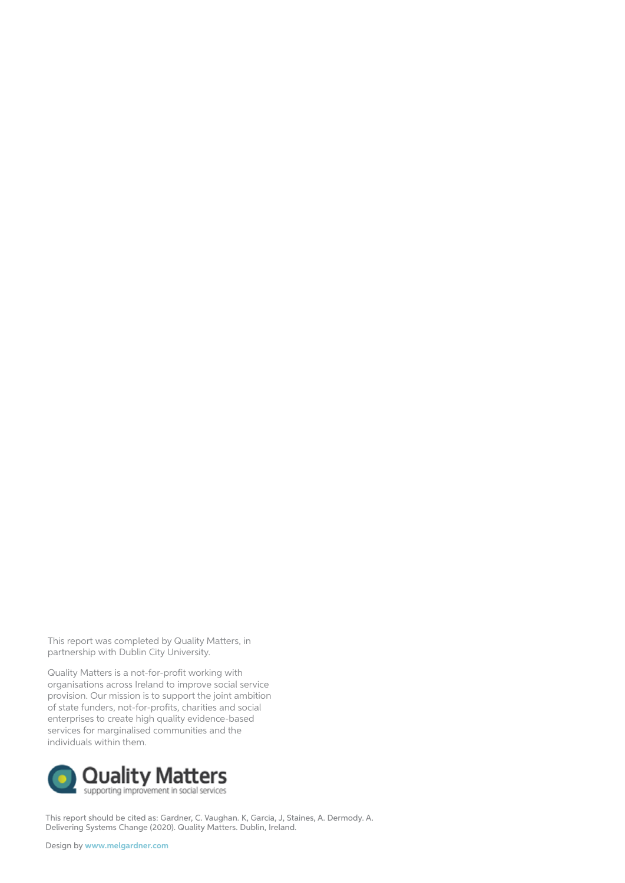This report was completed by Quality Matters, in partnership with Dublin City University.

Quality Matters is a not-for-profit working with organisations across Ireland to improve social service provision. Our mission is to support the joint ambition of state funders, not-for-profits, charities and social enterprises to create high quality evidence-based services for marginalised communities and the individuals within them.

Quality Matters
supporting improvement in social services

This report should be cited as: Gardner, C. Vaughan. K, Garcia, J, Staines, A. Dermody. A. Delivering Systems Change (2020). Quality Matters. Dublin, Ireland.

Design by www.melgardner.com